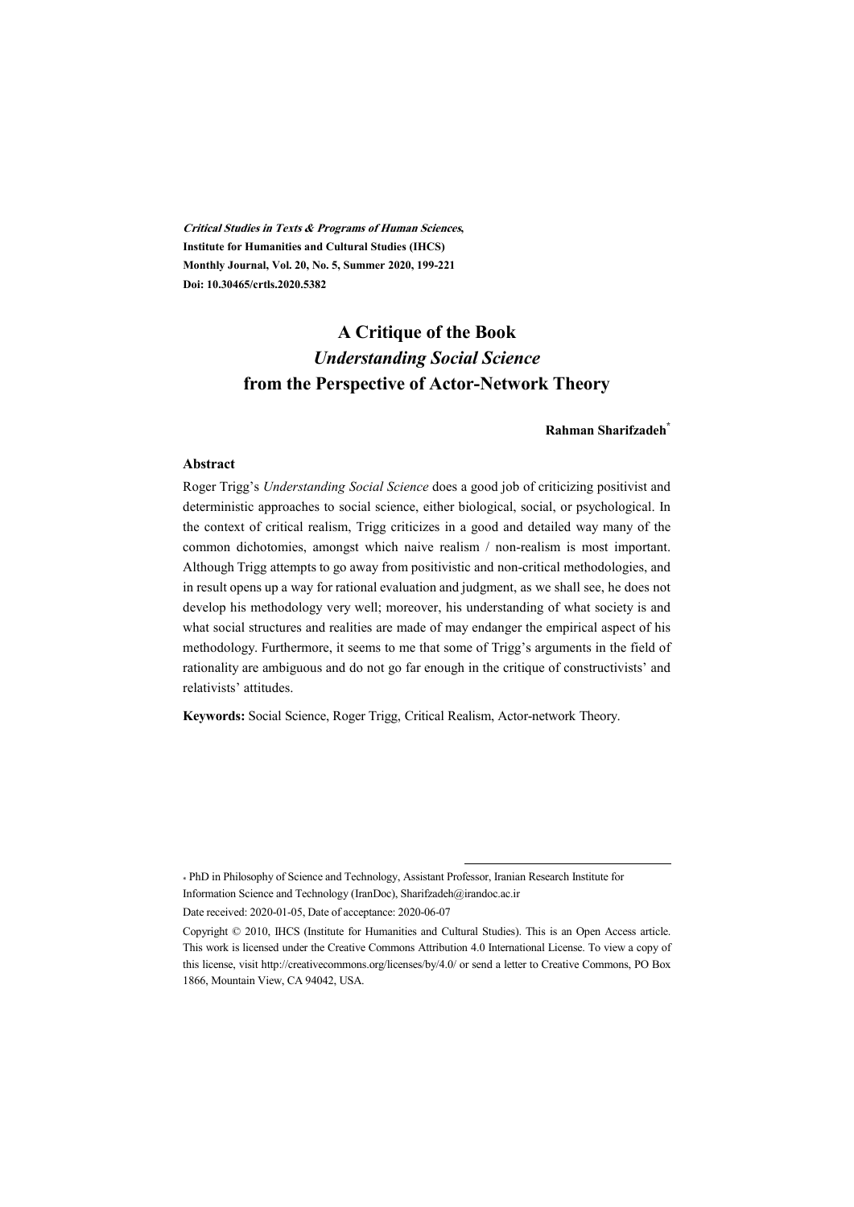***Critical Studies in Texts & Programs of Human Sciences*,**
**Institute for Humanities and Cultural Studies (IHCS)**
**Monthly Journal, Vol. 20, No. 5, Summer 2020, 199-221**
**Doi: 10.30465/crtls.2020.5382**

# A Critique of the Book *Understanding Social Science* from the Perspective of Actor-Network Theory

**Rahman Sharifzadeh***

### Abstract

Roger Trigg's *Understanding Social Science* does a good job of criticizing positivist and deterministic approaches to social science, either biological, social, or psychological. In the context of critical realism, Trigg criticizes in a good and detailed way many of the common dichotomies, amongst which naive realism / non-realism is most important. Although Trigg attempts to go away from positivistic and non-critical methodologies, and in result opens up a way for rational evaluation and judgment, as we shall see, he does not develop his methodology very well; moreover, his understanding of what society is and what social structures and realities are made of may endanger the empirical aspect of his methodology. Furthermore, it seems to me that some of Trigg's arguments in the field of rationality are ambiguous and do not go far enough in the critique of constructivists' and relativists' attitudes.

**Keywords:** Social Science, Roger Trigg, Critical Realism, Actor-network Theory.

---

\* PhD in Philosophy of Science and Technology, Assistant Professor, Iranian Research Institute for Information Science and Technology (IranDoc), Sharifzadeh@irandoc.ac.ir

Date received: 2020-01-05, Date of acceptance: 2020-06-07

Copyright © 2010, IHCS (Institute for Humanities and Cultural Studies). This is an Open Access article. This work is licensed under the Creative Commons Attribution 4.0 International License. To view a copy of this license, visit http://creativecommons.org/licenses/by/4.0/ or send a letter to Creative Commons, PO Box 1866, Mountain View, CA 94042, USA.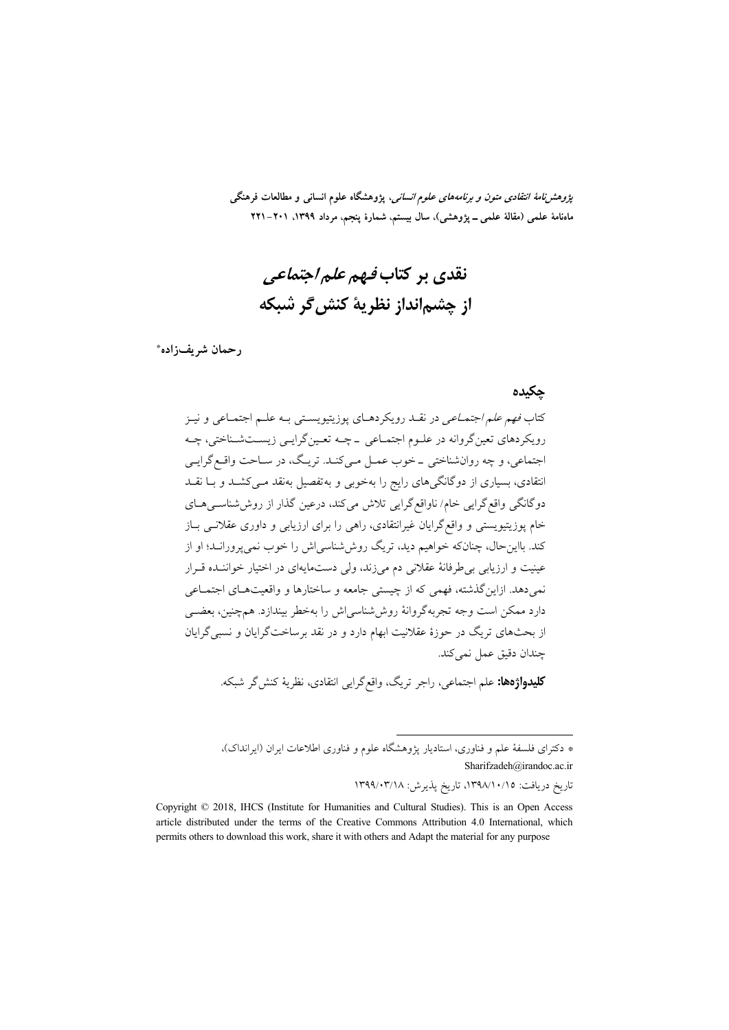*پژوهش‌نامهٔ انتقادی متون و برنامه‌های علوم انسانی*، پژوهشگاه علوم انسانی و مطالعات فرهنگی
ماهنامهٔ علمی (مقالهٔ علمی ـ پژوهشی)، سال بیستم، شمارهٔ پنجم، مرداد ۱۳۹۹، ۲۰۱–۲۲۱

# نقدی بر کتاب *فهم علم اجتماعی* از چشم‌انداز نظریهٔ کنش‌گر شبکه

**رحمان شریف‌زاده***

## چکیده

کتاب *فهم علم اجتماعی* در نقد رویکردهای پوزیتیویستی به علم اجتماعی و نیز رویکردهای تعین‌گروانه در علوم اجتماعی ـ چه تعین‌گرایی زیست‌شناختی، چه اجتماعی، و چه روان‌شناختی ـ خوب عمل می‌کند. تریگ، در ساحت واقع‌گرایی انتقادی، بسیاری از دوگانگی‌های رایج را به‌خوبی و به‌تفصیل به‌نقد می‌کشد و با نقد دوگانگی واقع‌گرایی خام/ ناواقع‌گرایی تلاش می‌کند، درعین گذار از روش‌شناسی‌های خام پوزیتیویستی و واقع‌گرایان غیرانتقادی، راهی را برای ارزیابی و داوری عقلانی باز کند. بااین‌حال، چنان‌که خواهیم دید، تریگ روش‌شناسی‌اش را خوب نمی‌پرورانَد؛ او از عینیت و ارزیابی بی‌طرفانهٔ عقلانی دم می‌زند، ولی دست‌مایه‌ای در اختیار خواننده قرار نمی‌دهد. ازاین‌گذشته، فهمی که از چیستی جامعه و ساختارها و واقعیت‌های اجتماعی دارد ممکن است وجه تجربه‌گروانهٔ روش‌شناسی‌اش را به‌خطر بیندازد. هم‌چنین، بعضی از بحث‌های تریگ در حوزهٔ عقلانیت ابهام دارد و در نقد برساخت‌گرایان و نسبی‌گرایان چندان دقیق عمل نمی‌کند.

**کلیدواژه‌ها:** علم اجتماعی، راجر تریگ، واقع‌گرایی انتقادی، نظریهٔ کنش‌گر شبکه.

---

* دکترای فلسفهٔ علم و فناوری، استادیار پژوهشگاه علوم و فناوری اطلاعات ایران (ایرانداک)،
Sharifzadeh@irandoc.ac.ir

تاریخ دریافت: ۱۳۹۸/۱۰/۱۵، تاریخ پذیرش: ۱۳۹۹/۰۳/۱۸

Copyright © 2018, IHCS (Institute for Humanities and Cultural Studies). This is an Open Access article distributed under the terms of the Creative Commons Attribution 4.0 International, which permits others to download this work, share it with others and Adapt the material for any purpose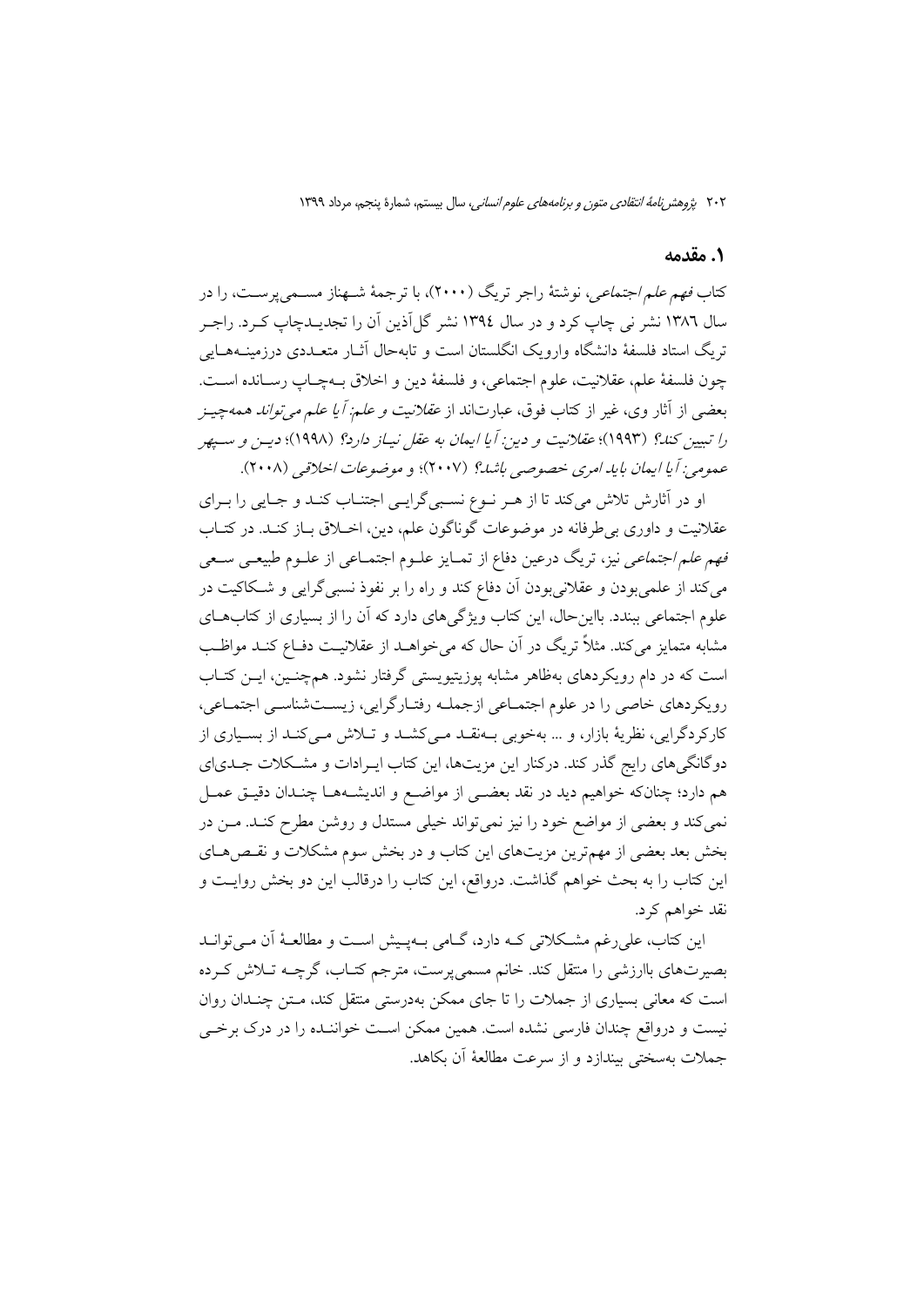## ۱. مقدمه

کتاب *فهم علم اجتماعی*، نوشتهٔ راجر تریگ (۲۰۰۰)، با ترجمهٔ شهناز مسمی‌پرست، را در سال ۱۳۸۶ نشر نی چاپ کرد و در سال ۱۳۹۴ نشر گل‌آذین آن را تجدیدچاپ کرد. راجر تریگ استاد فلسفهٔ دانشگاه واریک انگلستان است و تابه‌حال آثار متعددی درزمینه‌هایی چون فلسفهٔ علم، عقلانیت، علوم اجتماعی، و فلسفهٔ دین و اخلاق به‌چاپ رسانده است. بعضی از آثار وی، غیر از کتاب فوق، عبارت‌اند از *عقلانیت و علم: آیا علم می‌تواند همه‌چیز را تبیین کند؟* (۱۹۹۳)؛ *عقلانیت و دین: آیا ایمان به عقل نیاز دارد؟* (۱۹۹۸)؛ *دین و سپهر عمومی: آیا ایمان باید امری خصوصی باشد؟* (۲۰۰۷)؛ و *موضوعات اخلاقی* (۲۰۰۸).

او در آثارش تلاش می‌کند تا از هر نوع نسبی‌گرایی اجتناب کند و جایی را برای عقلانیت و داوری بی‌طرفانه در موضوعات گوناگون علم، دین، اخلاق باز کند. در کتاب *فهم علم اجتماعی* نیز، تریگ درعین دفاع از تمایز علوم اجتماعی از علوم طبیعی سعی می‌کند از علمی‌بودن و عقلانی‌بودن آن دفاع کند و راه را بر نفوذ نسبی‌گرایی و شکاکیت در علوم اجتماعی ببندد. بااین‌حال، این کتاب ویژگی‌های دارد که آن را از بسیاری از کتاب‌های مشابه متمایز می‌کند. مثلاً تریگ در آن حال که می‌خواهد از عقلانیت دفاع کند مواظب است که در دام رویکردهای به‌ظاهر مشابه پوزیتیویستی گرفتار نشود. همچنین، این کتاب رویکردهای خاصی را در علوم اجتماعی ازجمله رفتارگرایی، زیست‌شناسی اجتماعی، کارکردگرایی، نظریهٔ بازار، و ... به‌خوبی به‌نقد می‌کشد و تلاش می‌کند از بسیاری از دوگانگی‌های رایج گذر کند. درکنار این مزیت‌ها، این کتاب ایرادات و مشکلات جدی‌ای هم دارد؛ چنان‌که خواهیم دید در نقد بعضی از مواضع و اندیشه‌ها چندان دقیق عمل نمی‌کند و بعضی از مواضع خود را نیز نمی‌تواند خیلی مستدل و روشن مطرح کند. من در بخش بعد بعضی از مهم‌ترین مزیت‌های این کتاب و در بخش سوم مشکلات و نقص‌های این کتاب را به بحث خواهم گذاشت. درواقع، این کتاب را درقالب این دو بخش روایت و نقد خواهم کرد.

این کتاب، علی‌رغم مشکلاتی که دارد، گامی به‌پیش است و مطالعهٔ آن می‌تواند بصیرت‌های باارزشی را منتقل کند. خانم مسمی‌پرست، مترجم کتاب، گرچه تلاش کرده است که معانی بسیاری از جملات را تا جای ممکن به‌درستی منتقل کند، متن چندان روان نیست و درواقع چندان فارسی نشده است. همین ممکن است خواننده را در درک برخی جملات به‌سختی بیندازد و از سرعت مطالعهٔ آن بکاهد.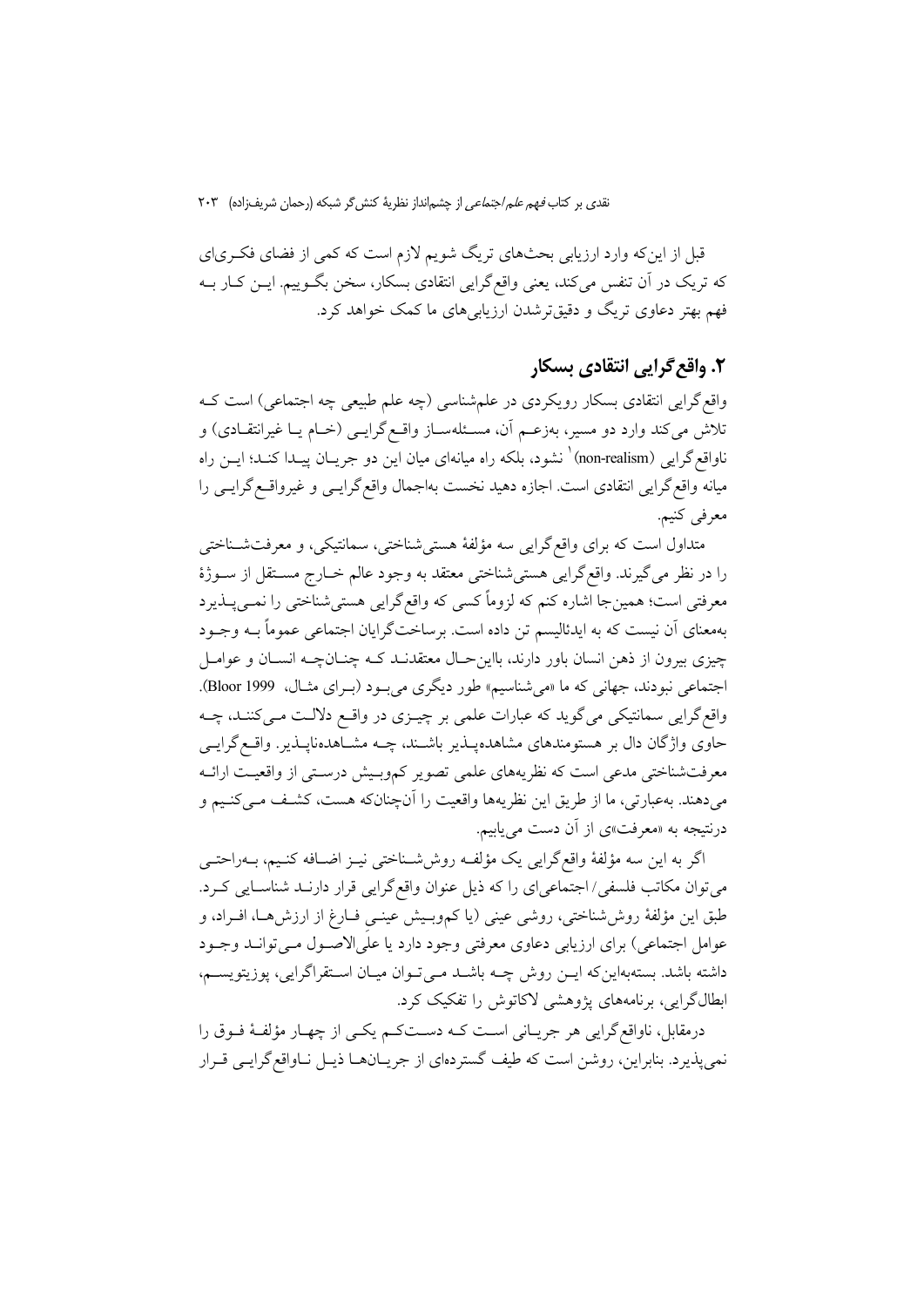قبل از این‌که وارد ارزیابی بحث‌های تریگ شویم لازم است که کمی از فضای فکری‌ای که تریک در آن تنفس می‌کند، یعنی واقع‌گرایی انتقادی بسکار، سخن بگوییم. این کار به فهم بهتر دعاوی تریگ و دقیق‌ترشدن ارزیابی‌های ما کمک خواهد کرد.

## ۲. واقع‌گرایی انتقادی بسکار

واقع‌گرایی انتقادی بسکار رویکردی در علم‌شناسی (چه علم طبیعی چه اجتماعی) است که تلاش می‌کند وارد دو مسیر، به‌زعم آن، مسئله‌ساز واقع‌گرایی (خام یا غیرانتقادی) و ناواقع‌گرایی (non-realism)[1] نشود، بلکه راه میانه‌ای میان این دو جریان پیدا کند؛ این راه میانه واقع‌گرایی انتقادی است. اجازه دهید نخست به‌اجمال واقع‌گرایی و غیرواقع‌گرایی را معرفی کنیم.

متداول است که برای واقع‌گرایی سه مؤلفهٔ هستی‌شناختی، سمانتیکی، و معرفت‌شناختی را در نظر می‌گیرند. واقع‌گرایی هستی‌شناختی معتقد به وجود عالم خارج مستقل از سوژهٔ معرفتی است؛ همین‌جا اشاره کنم که لزوماً کسی که واقع‌گرایی هستی‌شناختی را نمی‌پذیرد به‌معنای آن نیست که به ایدئالیسم تن داده است. برساخت‌گرایان اجتماعی عموماً به وجود چیزی بیرون از ذهن انسان باور دارند، بااین‌حال معتقدند که چنان‌چه انسان و عوامل اجتماعی نبودند، جهانی که ما «می‌شناسیم» طور دیگری می‌بود (برای مثال، Bloor 1999). واقع‌گرایی سمانتیکی می‌گوید که عبارات علمی بر چیزی در واقع دلالت می‌کنند، چه حاوی واژگان دال بر هستومندهای مشاهده‌پذیر باشند، چه مشاهده‌ناپذیر. واقع‌گرایی معرفت‌شناختی مدعی است که نظریه‌های علمی تصویر کم‌وبیش درستی از واقعیت ارائه می‌دهند. به‌عبارتی، ما از طریق این نظریه‌ها واقعیت را آن‌چنان‌که هست، کشف می‌کنیم و درنتیجه به «معرفت»ی از آن دست می‌یابیم.

اگر به این سه مؤلفهٔ واقع‌گرایی یک مؤلفه روش‌شناختی نیز اضافه کنیم، به‌راحتی می‌توان مکاتب فلسفی/ اجتماعی‌ای را که ذیل عنوان واقع‌گرایی قرار دارند شناسایی کرد. طبق این مؤلفهٔ روش‌شناختی، روشی عینی (یا کم‌وبیش عینی فارغ از ارزش‌ها، افراد، و عوامل اجتماعی) برای ارزیابی دعاوی معرفتی وجود دارد یا علی‌الاصول می‌تواند وجود داشته باشد. بسته‌به‌این‌که این روش چه باشد می‌توان میان استقراگرایی، پوزیتویسم، ابطال‌گرایی، برنامه‌های پژوهشی لاکاتوش را تفکیک کرد.

درمقابل، ناواقع‌گرایی هر جریانی است که دست‌کم یکی از چهار مؤلفهٔ فوق را نمی‌پذیرد. بنابراین، روشن است که طیف گسترده‌ای از جریان‌ها ذیل ناواقع‌گرایی قرار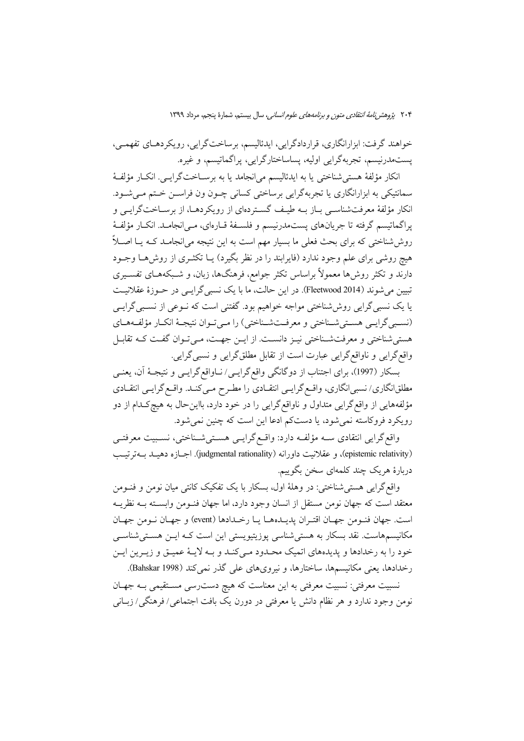خواهند گرفت: ابزارانگاری، قراردادگرایی، ایدئالیسم، برساخت‌گرایی، رویکردهـای تفهمـی، پست‌مدرنیسم، تجربه‌گرایی اولیه، پساساختارگرایی، پراگماتیسم، و غیره.

انکار مؤلفهٔ هستی‌شناختی یا به ایدئالیسم می‌انجامد یا به برسـاخت‌گرایـی. انکـار مؤلفـهٔ سمانتیکی به ابزارانگاری یا تجربه‌گرایی برساختی کسانی چـون ون فراسـن خـتم مـی‌شـود. انکار مؤلفهٔ معرفت‌شناسـی بـاز بـه طیـف گسـترده‌ای از رویکردهـا، از برسـاخت‌گرایـی و پراگماتیسم گرفته تا جریان‌های پست‌مدرنیسم و فلسـفهٔ قـاره‌ای، مـی‌انجامـد. انکـار مؤلفـهٔ روش‌شناختی که برای بحث فعلی ما بسیار مهم است به این نتیجه می‌انجامـد کـه یـا اصـلاً هیچ روشی برای علم وجود ندارد (فایرابند را در نظر بگیرد) یـا تکثـری از روش‌هـا وجـود دارند و تکثر روش‌ها معمولاً براساس تکثر جوامع، فرهنگ‌ها، زبان، و شـبکه‌هـای تفسـیری تبیین می‌شوند (Fleetwood 2014). در این حالت، ما با یک نسبی‌گرایـی در حـوزهٔ عقلانیـت یا یک نسبی‌گرایی روش‌شناختی مواجه خواهیم بود. گفتنی است که نـوعی از نسـبی‌گرایـی (نسـبی‌گرایـی هسـتی‌شـناختی و معرفـت‌شـناختی) را مـی‌تـوان نتیجـهٔ انکـار مؤلفـه‌هـای هستی‌شناختی و معرفت‌شـناختی نیـز دانسـت. از ایـن جهـت، مـی‌تـوان گفـت کـه تقابـل واقع‌گرایی و ناواقع‌گرایی عبارت است از تقابل مطلق‌گرایی و نسبی‌گرایی.

بسکار (1997)، برای اجتناب از دوگانگی واقع‌گرایـی/ نـاواقع‌گرایـی و نتیجـهٔ آن، یعنـی مطلق‌انگاری/ نسبی‌انگاری، واقـع‌گرایـی انتقـادی را مطـرح مـی‌کنـد. واقـع‌گرایـی انتقـادی مؤلفه‌هایی از واقع‌گرایی متداول و ناواقع‌گرایی را در خود دارد، بااین‌حال به هیچ‌کـدام از دو رویکرد فروکاسته نمی‌شود، یا دست‌کم ادعا این است که چنین نمی‌شود.

واقع‌گرایی انتقادی سـه مؤلفـه دارد: واقـع‌گرایـی هسـتی‌شـناختی، نسـبیت معرفتـی (epistemic relativity)، و عقلانیت داورانه (judgmental rationality). اجـازه دهیـد بـه‌ترتیـب دربارهٔ هریک چند کلمه‌ای سخن بگوییم.

واقع‌گرایی هستی‌شناختی: در وهلهٔ اول، بسکار با یک تفکیک کانتی میان نومن و فنـومن معتقد است که جهان نومن مستقل از انسان وجود دارد، اما جهان فنـومن وابسـته بـه نظریـه است. جهان فنـومن جهـان اقتـران پدیـده‌هـا یـا رخـدادها (event) و جهـان نـومن جهـان مکانیسم‌هاست. نقد بسکار به هستی‌شناسی پوزیتیویستی این است کـه ایـن هسـتی‌شناسـی خود را به رخدادها و پدیده‌های اتمیک محـدود مـی‌کنـد و بـه لایـهٔ عمیـق و زیـرین ایـن رخدادها، یعنی مکانیسم‌ها، ساختارها، و نیروهای علی گذر نمی‌کند (Bahskar 1998).

نسبیت معرفتی: نسبیت معرفتی به این معناست که هیچ دسترسی مسـتقیمی بـه جهـان نومن وجود ندارد و هر نظام دانش یا معرفتی در درون یک بافت اجتماعی/ فرهنگی/ زبـانی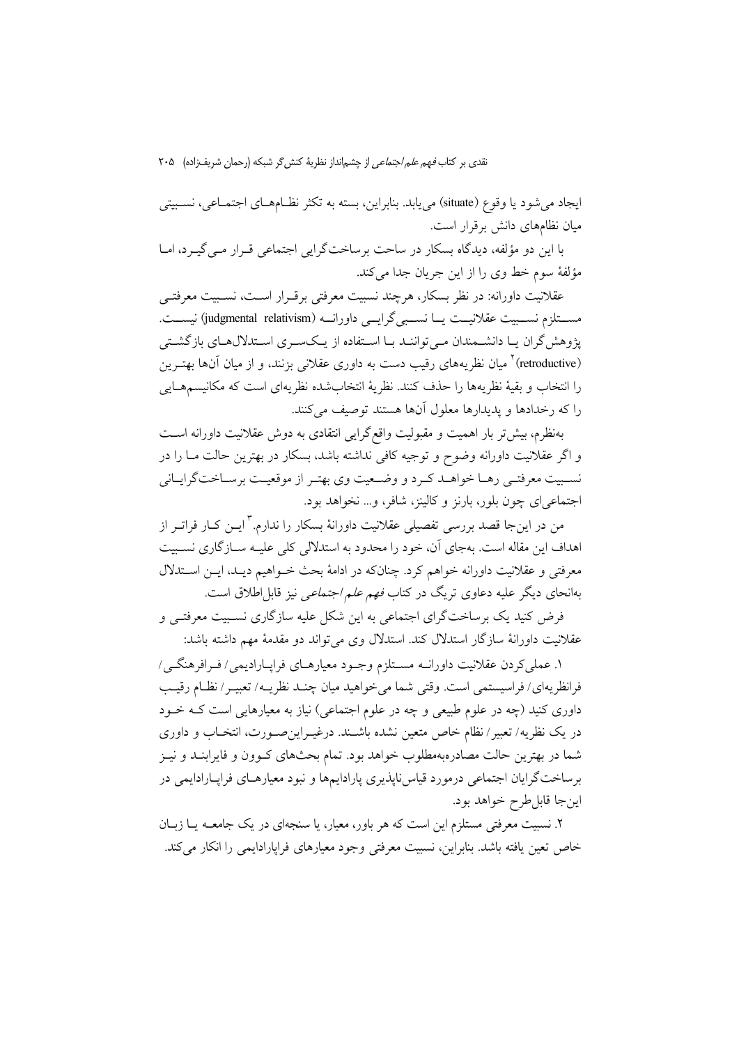ایجاد می‌شود یا وقوع (situate) می‌یابد. بنابراین، بسته به تکثر نظام‌های اجتماعی، نسبیتی میان نظام‌های دانش برقرار است.

با این دو مؤلفه، دیدگاه بسکار در ساحت برساخت‌گرایی اجتماعی قرار می‌گیرد، اما مؤلفهٔ سوم خط وی را از این جریان جدا می‌کند.

عقلانیت داورانه: در نظر بسکار، هرچند نسبیت معرفتی برقرار است، نسبیت معرفتی مستلزم نسبیت عقلانیت یا نسبی‌گرایی داورانه (judgmental relativism) نیست. پژوهش‌گران یا دانشمندان می‌توانند با استفاده از یک‌سری استدلال‌های بازگشتی (retroductive)[2] میان نظریه‌های رقیب دست به داوری عقلانی بزنند، و از میان آن‌ها بهترین را انتخاب و بقیهٔ نظریه‌ها را حذف کنند. نظریهٔ انتخاب‌شده نظریه‌ای است که مکانیسم‌هایی را که رخدادها و پدیدارها معلول آن‌ها هستند توصیف می‌کنند.

به‌نظرم، بیش‌تر بار اهمیت و مقبولیت واقع‌گرایی انتقادی به دوش عقلانیت داورانه است و اگر عقلانیت داورانه وضوح و توجیه کافی نداشته باشد، بسکار در بهترین حالت ما را در نسبیت معرفتی رها خواهد کرد و وضعیت وی بهتر از موقعیت برساخت‌گرایانی اجتماعی‌ای چون بلور، بارنز و کالینز، شافر، و... نخواهد بود.

من در این‌جا قصد بررسی تفصیلی عقلانیت داورانهٔ بسکار را ندارم.[3] این کار فراتر از اهداف این مقاله است. به‌جای آن، خود را محدود به استدلالی کلی علیه سازگاری نسبیت معرفتی و عقلانیت داورانه خواهم کرد. چنان‌که در ادامهٔ بحث خواهیم دید، این استدلال به‌نحای دیگر علیه دعاوی تریگ در کتاب *فهم علم اجتماعی* نیز قابل‌اطلاق است.

فرض کنید یک برساخت‌گرای اجتماعی به این شکل علیه سازگاری نسبیت معرفتی و عقلانیت داورانهٔ سازگار استدلال کند. استدلال وی می‌تواند دو مقدمهٔ مهم داشته باشد:

۱. عملی‌کردن عقلانیت داورانه مستلزم وجود معیارهای فراپارادیمی/ فرافرهنگی/ فرانظریه‌ای/ فراسیستمی است. وقتی شما می‌خواهید میان چند نظریه/ تعبیر/ نظام رقیب داوری کنید (چه در علوم طبیعی و چه در علوم اجتماعی) نیاز به معیارهایی است که خود در یک نظریه/ تعبیر/ نظام خاص متعین نشده باشند. درغیراین‌صورت، انتخاب و داوری شما در بهترین حالت مصادره‌به‌مطلوب خواهد بود. تمام بحث‌های کوون و فایرابند و نیز برساخت‌گرایان اجتماعی درمورد قیاس‌ناپذیری پارادایم‌ها و نبود معیارهای فراپارادایمی در این‌جا قابل‌طرح خواهد بود.

۲. نسبیت معرفتی مستلزم این است که هر باور، معیار، یا سنجه‌ای در یک جامعه یا زبان خاص تعین یافته باشد. بنابراین، نسبیت معرفتی وجود معیارهای فراپارادایمی را انکار می‌کند.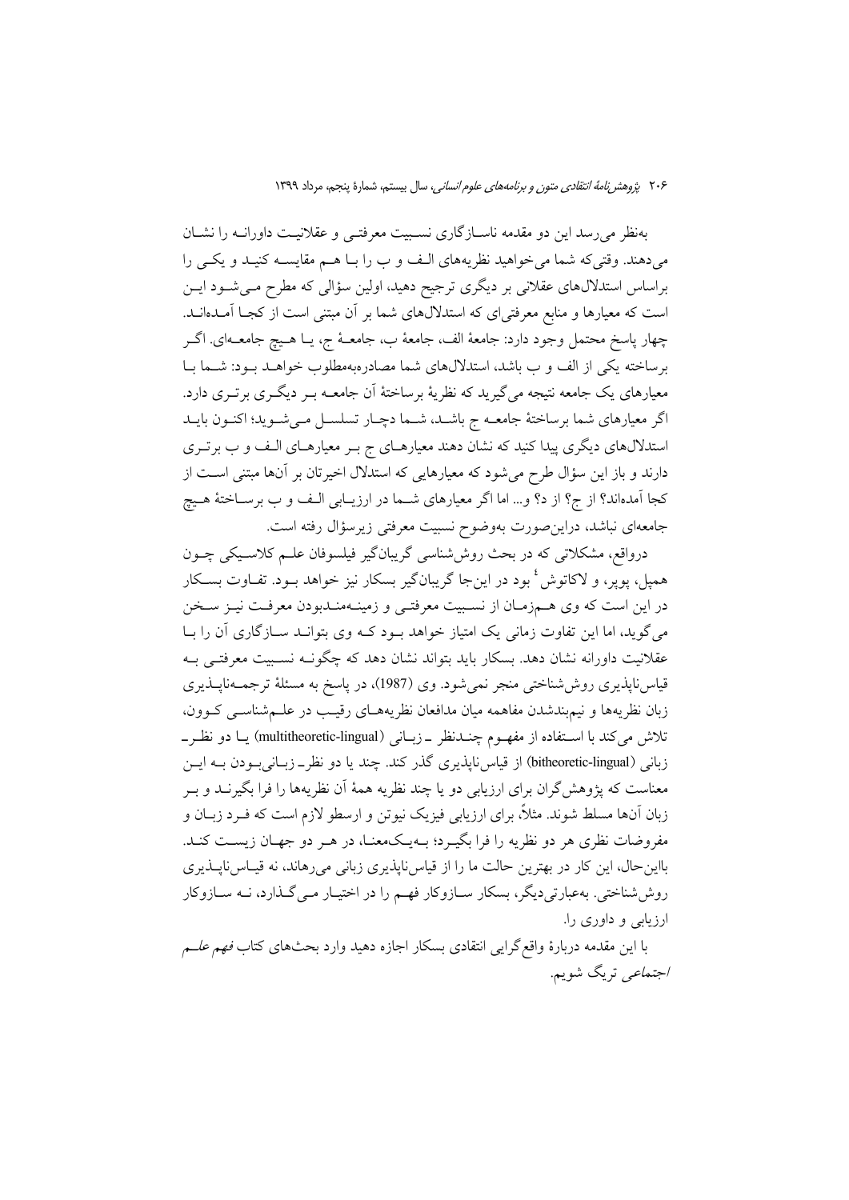به‌نظر می‌رسد این دو مقدمه ناسازگاری نسبیت معرفتی و عقلانیت داورانه را نشان می‌دهند. وقتی‌که شما می‌خواهید نظریه‌های الف و ب را با هم مقایسه کنید و یکی را براساس استدلال‌های عقلانی بر دیگری ترجیح دهید، اولین سؤالی که مطرح می‌شود این است که معیارها و منابع معرفتی‌ای که استدلال‌های شما بر آن مبتنی است از کجا آمده‌اند. چهار پاسخ محتمل وجود دارد: جامعهٔ الف، جامعهٔ ب، جامعهٔ ج، یا هیچ جامعه‌ای. اگر برساخته یکی از الف و ب باشد، استدلال‌های شما مصادره‌به‌مطلوب خواهد بود: شما با معیارهای یک جامعه نتیجه می‌گیرید که نظریهٔ برساختهٔ آن جامعه بر دیگری برتری دارد. اگر معیارهای شما برساختهٔ جامعه ج باشد، شما دچار تسلسل می‌شوید؛ اکنون باید استدلال‌های دیگری پیدا کنید که نشان دهند معیارهای ج بر معیارهای الف و ب برتری دارند و باز این سؤال طرح می‌شود که معیارهایی که استدلال اخیرتان بر آن‌ها مبتنی است از کجا آمده‌اند؟ از ج؟ از د؟ و... اما اگر معیارهای شما در ارزیابی الف و ب برساختهٔ هیچ جامعه‌ای نباشد، دراین‌صورت به‌وضوح نسبیت معرفتی زیرسؤال رفته است.

درواقع، مشکلاتی که در بحث روش‌شناسی گریبان‌گیر فیلسوفان علم کلاسیکی چون همپل، پوپر، و لاکاتوش[4] بود در این‌جا گریبان‌گیر بسکار نیز خواهد بود. تفاوت بسکار در این است که وی هم‌زمان از نسبیت معرفتی و زمینه‌مندبودن معرفت نیز سخن می‌گوید، اما این تفاوت زمانی یک امتیاز خواهد بود که وی بتواند سازگاری آن را با عقلانیت داورانه نشان دهد. بسکار باید بتواند نشان دهد که چگونه نسبیت معرفتی به قیاس‌ناپذیری روش‌شناختی منجر نمی‌شود. وی (1987)، در پاسخ به مسئلهٔ ترجمه‌ناپذیری زبان نظریه‌ها و نیم‌بندشدن مفاهمه میان مدافعان نظریه‌های رقیب در علم‌شناسی کوون، تلاش می‌کند با استفاده از مفهوم چندنظر ـ زبانی (multitheoretic-lingual) یا دو نظر ـ زبانی (bitheoretic-lingual) از قیاس‌ناپذیری گذر کند. چند یا دو نظر ـ زبانی‌بودن به این معناست که پژوهش‌گران برای ارزیابی دو یا چند نظریه همهٔ آن نظریه‌ها را فرا بگیرند و بر زبان آن‌ها مسلط شوند. مثلاً، برای ارزیابی فیزیک نیوتن و ارسطو لازم است که فرد زبان و مفروضات نظری هر دو نظریه را فرا بگیرد؛ به‌یک‌معنا، در هر دو جهان زیست کند. بااین‌حال، این کار در بهترین حالت ما را از قیاس‌ناپذیری زبانی می‌رهاند، نه قیاس‌ناپذیری روش‌شناختی. به‌عبارتی‌دیگر، بسکار سازوکار فهم را در اختیار می‌گذارد، نه سازوکار ارزیابی و داوری را.

با این مقدمه دربارهٔ واقع‌گرایی انتقادی بسکار اجازه دهید وارد بحث‌های کتاب *فهم علم اجتماعی* تریگ شویم.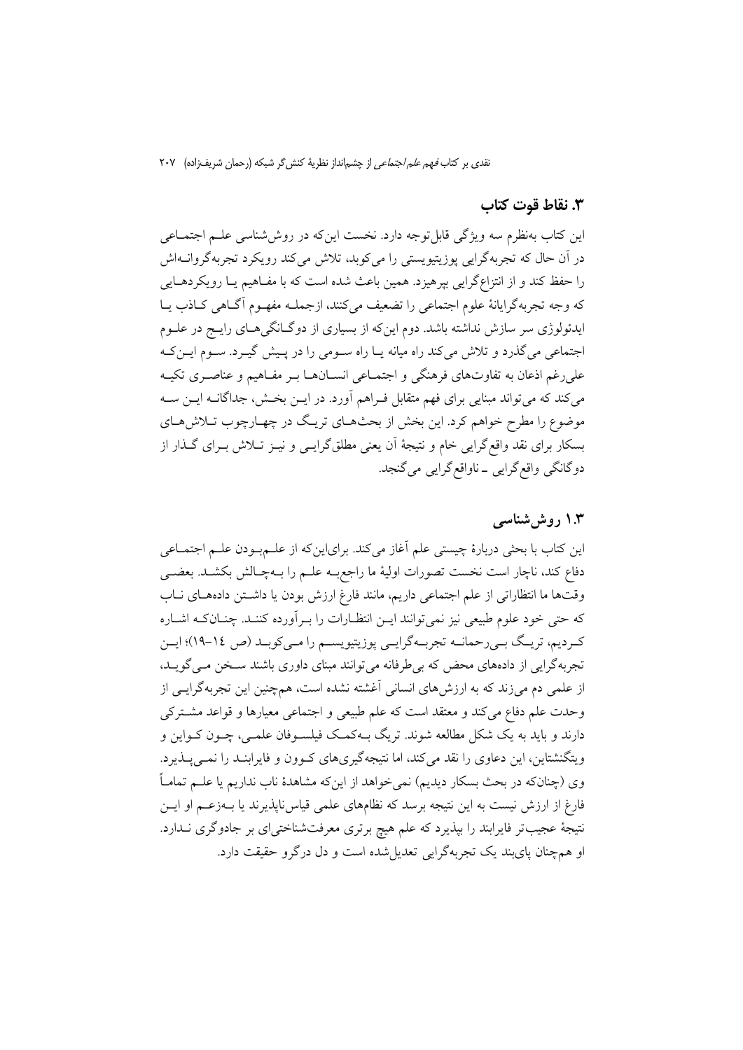## ۳. نقاط قوت کتاب

این کتاب به‌نظرم سه ویژگی قابل‌توجه دارد. نخست این‌که در روش‌شناسی علـم اجتمـاعی در آن حال که تجربه‌گرایی پوزیتیویستی را می‌کوبد، تلاش می‌کند رویکرد تجربه‌گروانـه‌اش را حفظ کند و از انتزاع‌گرایی بپرهیزد. همین باعث شده است که با مفـاهیم یـا رویکردهـایی که وجه تجربه‌گرایانهٔ علوم اجتماعی را تضعیف می‌کنند، ازجمـله مفهـوم آگـاهی کـاذب یـا ایدئولوژی سر سازش نداشته باشد. دوم این‌که از بسیاری از دوگـانگی‌هـای رایـج در علـوم اجتماعی می‌گذرد و تلاش می‌کند راه میانه یـا راه سـومی را در پـیش گیـرد. سـوم ایـن‌کـه علی‌رغم اذعان به تفاوت‌های فرهنگی و اجتمـاعی انسـان‌هـا بـر مفـاهیم و عناصـری تکیـه می‌کند که می‌تواند مبنایی برای فهم متقابل فـراهم آورد. در ایـن بخـش، جداگانـه ایـن سـه موضوع را مطرح خواهم کرد. این بخش از بحث‌هـای تریـگ در چهـارچوب تـلاش‌هـای بسکار برای نقد واقع‌گرایی خام و نتیجهٔ آن یعنی مطلق‌گرایـی و نیـز تـلاش بـرای گـذار از دوگانگی واقع‌گرایی ـ ناواقع‌گرایی می‌گنجد.

### ۱.۳ روش‌شناسی

این کتاب با بحثی دربارهٔ چیستی علم آغاز می‌کند. برای‌این‌که از علـم‌بـودن علـم اجتمـاعی دفاع کند، ناچار است نخست تصورات اولیهٔ ما راجع‌بـه علـم را بـه‌چـالش بکشـد. بعضـی وقت‌ها ما انتظاراتی از علم اجتماعی داریم، مانند فارغ ارزش بودن یا داشـتن داده‌هـای نـاب که حتی خود علوم طبیعی نیز نمی‌توانند ایـن انتظـارات را بـرآورده کننـد. چنـان‌کـه اشـاره کـردیم، تریـگ بـی‌رحمانـه تجربـه‌گرایـی پوزیتیویسـم را مـی‌کوبـد (ص ١٤–١٩)؛ ایـن تجربه‌گرایی از داده‌های محض که بی‌طرفانه می‌توانند مبنای داوری باشند سـخن مـی‌گویـد، از علمی دم می‌زند که به ارزش‌های انسانی آغشته نشده است، هم‌چنین این تجربه‌گرایـی از وحدت علم دفاع می‌کند و معتقد است که علم طبیعی و اجتماعی معیارها و قواعد مشـترکی دارند و باید به یک شکل مطالعه شوند. تریگ بـه‌کمـک فیلسـوفان علمـی، چـون کـواین و ویتگنشتاین، این دعاوی را نقد می‌کند، اما نتیجه‌گیری‌های کـوون و فایرابنـد را نمـی‌پـذیرد. وی (چنان‌که در بحث بسکار دیدیم) نمی‌خواهد از این‌که مشاهدهٔ ناب نداریم یا علـم تمامـاً فارغ از ارزش نیست به این نتیجه برسد که نظام‌های علمی قیاس‌ناپذیرند یا بـه‌زعـم او ایـن نتیجهٔ عجیب‌تر فایرابند را بپذیرد که علم هیچ برتری معرفت‌شناختی‌ای بر جادوگری نـدارد. او هم‌چنان پای‌بند یک تجربه‌گرایی تعدیل‌شده است و دل درگرو حقیقت دارد.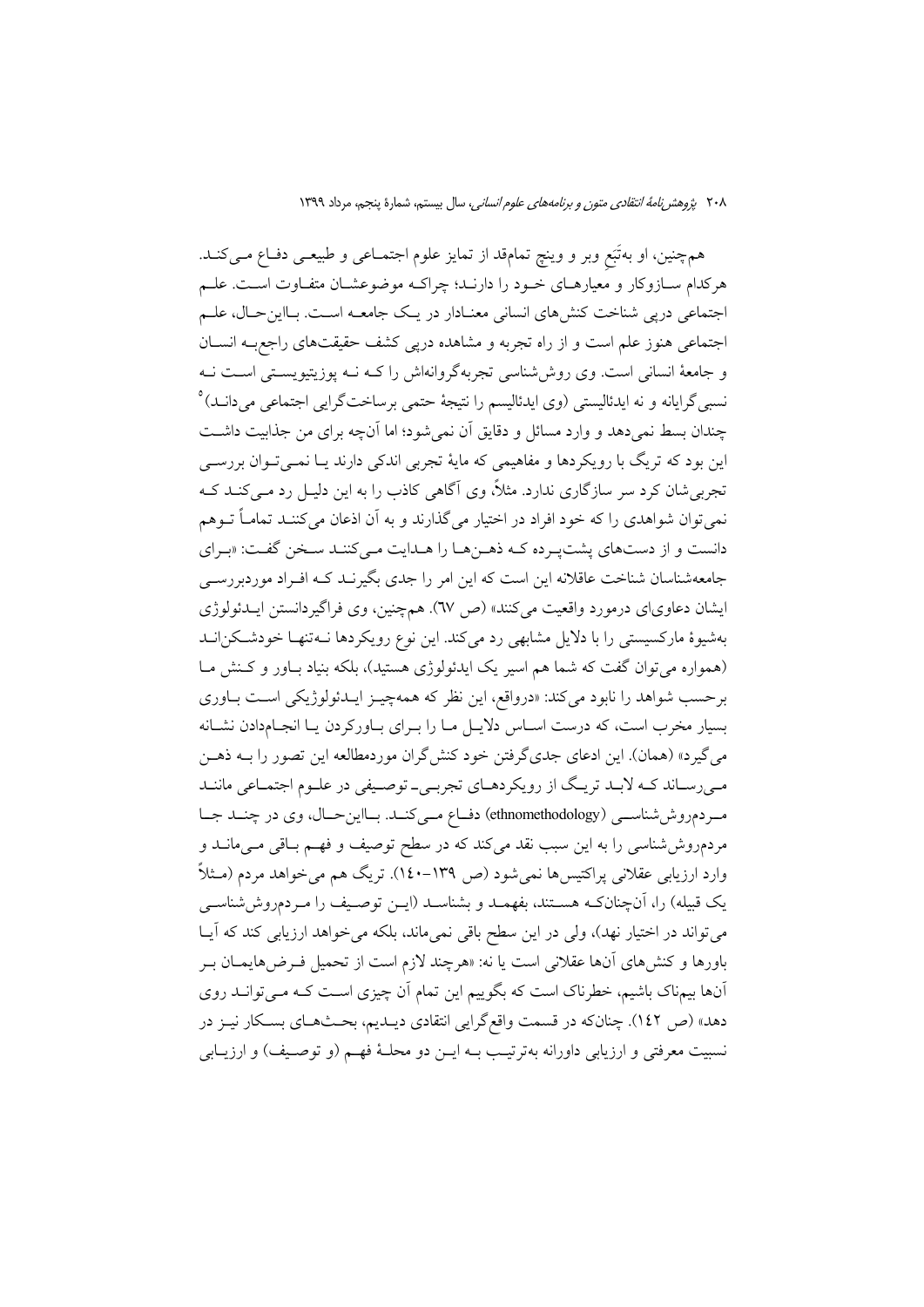همچنین، او به‌تَبَعِ وبر و وینچ تمام‌قد از تمایز علوم اجتماعی و طبیعی دفاع می‌کند. هرکدام سازوکار و معیارهای خود را دارند؛ چراکه موضوعشان متفاوت است. علم اجتماعی درپی شناخت کنش‌های انسانی معنادار در یک جامعه است. بااین‌حال، علم اجتماعی هنوز علم است و از راه تجربه و مشاهده درپی کشف حقیقت‌های راجع‌به انسان و جامعهٔ انسانی است. وی روش‌شناسی تجربه‌گروانه‌اش را که نه پوزیتیویستی است نه نسبی‌گرایانه و نه ایدئالیستی (وی ایدئالیسم را نتیجهٔ حتمی برساخت‌گرایی اجتماعی می‌داند)[5] چندان بسط نمی‌دهد و وارد مسائل و دقایق آن نمی‌شود؛ اما آن‌چه برای من جذابیت داشت این بود که تریگ با رویکردها و مفاهیمی که مایهٔ تجربی اندکی دارند یا نمی‌توان بررسی تجربی‌شان کرد سر سازگاری ندارد. مثلاً، وی آگاهی کاذب را به این دلیل رد می‌کند که نمی‌توان شواهدی را که خود افراد در اختیار می‌گذارند و به آن اذعان می‌کنند تماماً توهم دانست و از دست‌های پشت‌پرده که ذهن‌ها را هدایت می‌کنند سخن گفت: «برای جامعه‌شناسان شناخت عاقلانه این است که این امر را جدی بگیرند که افراد موردبررسی ایشان دعاوی‌ای درمورد واقعیت می‌کنند» (ص ٦٧). همچنین، وی فراگیردانستن ایدئولوژی به‌شیوهٔ مارکسیستی را با دلایل مشابهی رد می‌کند. این نوع رویکردها نه‌تنها خودشکن‌اند (همواره می‌توان گفت که شما هم اسیر یک ایدئولوژی هستید)، بلکه بنیاد باور و کنش ما برحسب شواهد را نابود می‌کند: «درواقع، این نظر که همه‌چیز ایدئولوژیکی است باوری بسیار مخرب است، که درست اساس دلایل ما را برای باورکردن یا انجام‌دادن نشانه می‌گیرد» (همان). این ادعای جدی‌گرفتن خود کنش‌گران موردمطالعه این تصور را به ذهن می‌رساند که لابد تریگ از رویکردهای تجربی ـ توصیفی در علوم اجتماعی مانند مردم‌روش‌شناسی (ethnomethodology) دفاع می‌کند. بااین‌حال، وی در چند جا مردم‌روش‌شناسی را به این سبب نقد می‌کند که در سطح توصیف و فهم باقی می‌ماند و وارد ارزیابی عقلانی پراکتیس‌ها نمی‌شود (ص ١٣٩-١٤٠). تریگ هم می‌خواهد مردم (مثلاً یک قبیله) را، آن‌چنان‌که هستند، بفهمد و بشناسد (این توصیف را مردم‌روش‌شناسی می‌تواند در اختیار نهد)، ولی در این سطح باقی نمی‌ماند، بلکه می‌خواهد ارزیابی کند که آیا باورها و کنش‌های آن‌ها عقلانی است یا نه: «هرچند لازم است از تحمیل فرض‌هایمان بر آن‌ها بیمناک باشیم، خطرناک است که بگوییم این تمام آن چیزی است که می‌تواند روی دهد» (ص ١٤٢). چنان‌که در قسمت واقع‌گرایی انتقادی دیدیم، بحث‌های بسکار نیز در نسبیت معرفتی و ارزیابی داورانه به‌ترتیب به این دو محلهٔ فهم (و توصیف) و ارزیابی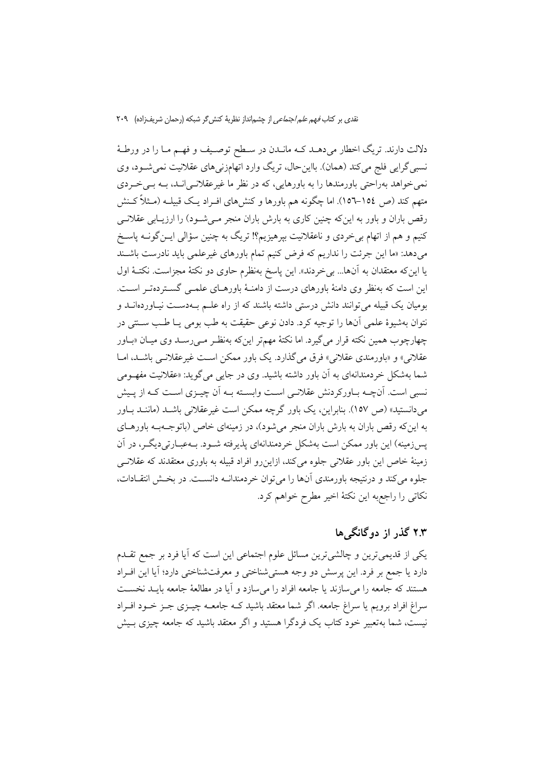دلالت دارند. تریگ اخطار می‌دهد که ماندن در سطح توصیف و فهم ما را در ورطهٔ نسبی‌گرایی فلج می‌کند (همان). بااین‌حال، تریگ وارد اتهام‌زنی‌های عقلانیت نمی‌شود، وی نمی‌خواهد به‌راحتی باورمندها را به باورهایی، که در نظر ما غیرعقلانی‌اند، به بی‌خردی متهم کند (ص ١٥٤–١٥٦). اما چگونه هم باورها و کنش‌های افراد یک قبیله (مثلاً کنش رقص باران و باور به این‌که چنین کاری به بارش باران منجر می‌شود) را ارزیابی عقلانی کنیم و هم از اتهام بی‌خردی و ناعقلانیت بپرهیزیم؟! تریگ به چنین سؤالی این‌گونه پاسخ می‌دهد: «ما این جرئت را نداریم که فرض کنیم تمام باورهای غیرعلمی باید نادرست باشند یا این‌که معتقدان به آن‌ها... بی‌خردند». این پاسخ به‌نظرم حاوی دو نکتهٔ مجزاست. نکتهٔ اول این است که به‌نظر وی دامنهٔ باورهای درست از دامنهٔ باورهای علمی گسترده‌تر است. بومیان یک قبیله می‌توانند دانش درستی داشته باشند که از راه علم به‌دست نیاورده‌اند و نتوان به‌شیوهٔ علمی آن‌ها را توجیه کرد. دادن نوعی حقیقت به طب بومی یا طب سنتی در چهارچوب همین نکته قرار می‌گیرد. اما نکتهٔ مهم‌تر این‌که به‌نظر می‌رسد وی میان «باور عقلانی» و «باورمندی عقلانی» فرق می‌گذارد. یک باور ممکن است غیرعقلانی باشد، اما شما به‌شکل خردمندانه‌ای به آن باور داشته باشید. وی در جایی می‌گوید: «عقلانیت مفهومی نسبی است. آن‌چه باورکردنش عقلانی است وابسته به آن چیزی است که از پیش می‌دانستید» (ص ١٥٧). بنابراین، یک باور گرچه ممکن است غیرعقلانی باشد (مانند باور به این‌که رقص باران به بارش باران منجر می‌شود)، در زمینه‌ای خاص (باتوجه‌به باورهای پس‌زمینه) این باور ممکن است به‌شکل خردمندانه‌ای پذیرفته شود. به‌عبارتی‌دیگر، در آن زمینهٔ خاص این باور عقلانی جلوه می‌کند، ازاین‌رو افراد قبیله به باوری معتقدند که عقلانی جلوه می‌کند و درنتیجه باورمندی آن‌ها را می‌توان خردمندانه دانست. در بخش انتقادات، نکاتی را راجع‌به این نکتهٔ اخیر مطرح خواهم کرد.

## ٢.٣ گذر از دوگانگی‌ها

یکی از قدیمی‌ترین و چالشی‌ترین مسائل علوم اجتماعی این است که آیا فرد بر جمع تقدم دارد یا جمع بر فرد. این پرسش دو وجه هستی‌شناختی و معرفت‌شناختی دارد؛ آیا این افراد هستند که جامعه را می‌سازند یا جامعه افراد را می‌سازد و آیا در مطالعهٔ جامعه باید نخست سراغ افراد برویم یا سراغ جامعه. اگر شما معتقد باشید که جامعه چیزی جز خود افراد نیست، شما به‌تعبیر خود کتاب یک فردگرا هستید و اگر معتقد باشید که جامعه چیزی بیش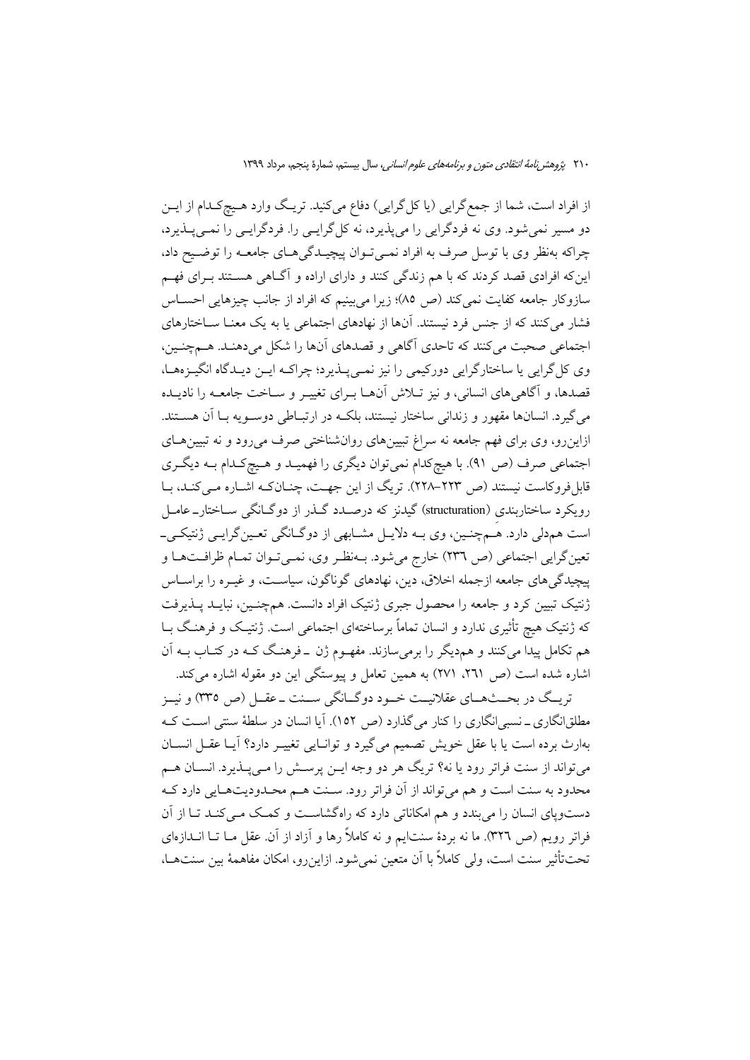از افراد است، شما از جمع‌گرایی (یا کل‌گرایی) دفاع می‌کنید. تریگ وارد هیچ‌کدام از این دو مسیر نمی‌شود. وی نه فردگرایی را می‌پذیرد، نه کل‌گرایی را. فردگرایی را نمی‌پذیرد، چراکه به‌نظر وی با توسل صرف به افراد نمی‌توان پیچیدگی‌های جامعه را توضیح داد، این‌که افرادی قصد کردند که با هم زندگی کنند و دارای اراده و آگاهی هستند برای فهم سازوکار جامعه کفایت نمی‌کند (ص ۸۵)؛ زیرا می‌بینیم که افراد از جانب چیزهایی احساس فشار می‌کنند که از جنس فرد نیستند. آن‌ها از نهادهای اجتماعی یا به یک معنا ساختارهای اجتماعی صحبت می‌کنند که تاحدی آگاهی و قصدهای آن‌ها را شکل می‌دهند. هم‌چنین، وی کل‌گرایی یا ساختارگرایی دورکیمی را نیز نمی‌پذیرد؛ چراکه این دیدگاه انگیزه‌ها، قصدها، و آگاهی‌های انسانی، و نیز تلاش آن‌ها برای تغییر و ساخت جامعه را نادیده می‌گیرد. انسان‌ها مقهور و زندانی ساختار نیستند، بلکه در ارتباطی دوسویه با آن هستند. ازاین‌رو، وی برای فهم جامعه نه سراغ تبیین‌های روان‌شناختی صرف می‌رود و نه تبیین‌های اجتماعی صرف (ص ۹۱). با هیچ‌کدام نمی‌توان دیگری را فهمید و هیچ‌کدام به دیگری قابل‌فروکاست نیستند (ص ۲۲۳–۲۲۸). تریگ از این جهت، چنان‌که اشاره می‌کند، با رویکرد ساختاربندیِ (structuration) گیدنز که درصدد گذر از دوگانگی ساختار ـ عامل است هم‌دلی دارد. هم‌چنین، وی به دلایل مشابهی از دوگانگی تعین‌گرایی ژنتیکی ـ تعین‌گرایی اجتماعی (ص ۲۳۶) خارج می‌شود. به‌نظر وی، نمی‌توان تمام ظرافت‌ها و پیچیدگی‌های جامعه ازجمله اخلاق، دین، نهادهای گوناگون، سیاست، و غیره را براساس ژنتیک تبیین کرد و جامعه را محصول جبری ژنتیک افراد دانست. هم‌چنین، نباید پذیرفت که ژنتیک هیچ تأثیری ندارد و انسان تماماً برساخته‌ای اجتماعی است. ژنتیک و فرهنگ با هم تکامل پیدا می‌کنند و هم‌دیگر را برمی‌سازند. مفهوم ژن ـ فرهنگ که در کتاب به آن اشاره شده است (ص ۲۶۱، ۲۷۱) به همین تعامل و پیوستگی این دو مقوله اشاره می‌کند.

تریگ در بحث‌های عقلانیت خود دوگانگی سنت ـ عقل (ص ۳۳۵) و نیز مطلق‌انگاری ـ نسبی‌انگاری را کنار می‌گذارد (ص ۱۵۲). آیا انسان در سلطهٔ سنتی است که به‌ارث برده است یا با عقل خویش تصمیم می‌گیرد و توانایی تغییر دارد؟ آیا عقل انسان می‌تواند از سنت فراتر رود یا نه؟ تریگ هر دو وجه این پرسش را می‌پذیرد. انسان هم محدود به سنت است و هم می‌تواند از آن فراتر رود. سنت هم محدودیت‌هایی دارد که دست‌وپای انسان را می‌بندد و هم امکاناتی دارد که راه‌گشاست و کمک می‌کند تا از آن فراتر رویم (ص ۳۲۶). ما نه بردهٔ سنت‌ایم و نه کاملاً رها و آزاد از آن. عقل ما تا اندازه‌ای تحت‌تأثیر سنت است، ولی کاملاً با آن متعین نمی‌شود. ازاین‌رو، امکان مفاهمهٔ بین سنت‌ها،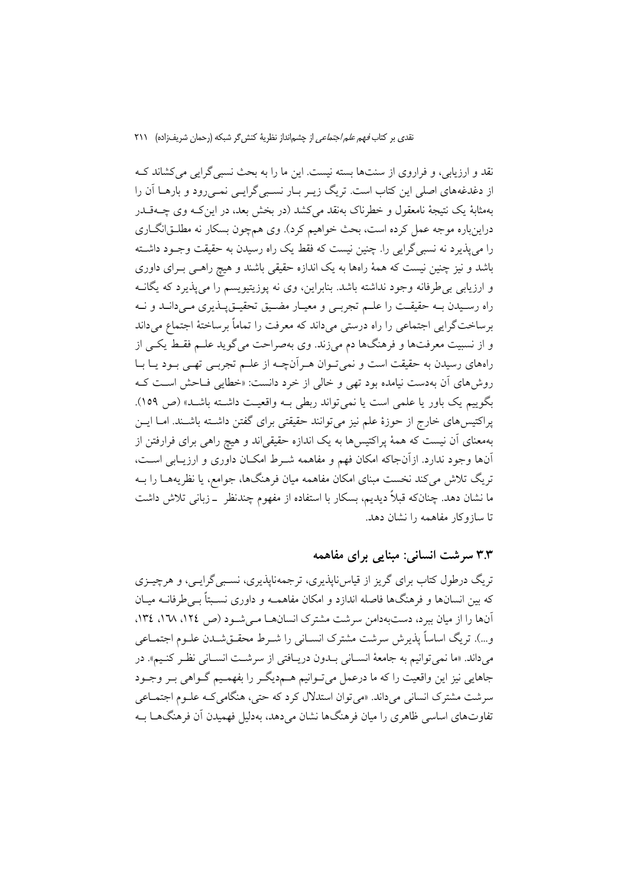نقد و ارزیابی، و فراروی از سنت‌ها بسته نیست. این ما را به بحث نسبی‌گرایی می‌کشاند کـه از دغدغه‌های اصلی این کتاب است. تریگ زیـر بـار نسـبی‌گرایـی نمـی‌رود و بارهـا آن را به‌مثابهٔ یک نتیجهٔ نامعقول و خطرناک به‌نقد می‌کشد (در بخش بعد، در این‌کـه وی چـه‌قـدر دراین‌باره موجه عمل کرده است، بحث خواهیم کرد). وی هم‌چون بسکار نه مطلـق‌انگـاری را می‌پذیرد نه نسبی‌گرایی را. چنین نیست که فقط یک راه رسیدن به حقیقت وجـود داشـته باشد و نیز چنین نیست که همهٔ راه‌ها به یک اندازه حقیقی باشند و هیچ راهـی بـرای داوری و ارزیابی بی‌طرفانه وجود نداشته باشد. بنابراین، وی نه پوزیتیویسم را می‌پذیرد که یگانـه راه رسـیدن بـه حقیقـت را علـم تجربـی و معیـار مضـیق تحقیـق‌پـذیری مـی‌دانـد و نـه برساخت‌گرایی اجتماعی را راه درستی می‌داند که معرفت را تماماً برساختهٔ اجتماع می‌داند و از نسبیت معرفت‌ها و فرهنگ‌ها دم می‌زند. وی به‌صراحت می‌گوید علـم فقـط یکـی از راه‌های رسیدن به حقیقت است و نمی‌تـوان هـرآن‌چـه از علـم تجربـی تهـی بـود یـا بـا روش‌های آن به‌دست نیامده بود تهی و خالی از خرد دانست: «خطایی فـاحش اسـت کـه بگوییم یک باور یا علمی است یا نمی‌تواند ربطی بـه واقعیـت داشـته باشـد» (ص ۱۵۹). پراکتیس‌های خارج از حوزهٔ علم نیز می‌توانند حقیقتی برای گفتن داشـته باشـند. امـا ایـن به‌معنای آن نیست که همهٔ پراکتیس‌ها به یک اندازه حقیقی‌اند و هیچ راهی برای فرارفتن از آن‌ها وجود ندارد. ازآن‌جاکه امکان فهم و مفاهمه شـرط امکـان داوری و ارزیـابی اسـت، تریگ تلاش می‌کند نخست مبنای امکان مفاهمه میان فرهنگ‌ها، جوامع، یا نظریه‌هـا را بـه ما نشان دهد. چنان‌که قبلاً دیدیم، بسکار با استفاده از مفهوم چندنظر ـ زبانی تلاش داشت تا سازوکار مفاهمه را نشان دهد.

### ۳.۳ سرشت انسانی: مبنایی برای مفاهمه

تریگ درطول کتاب برای گریز از قیاس‌ناپذیری، ترجمه‌ناپذیری، نسـبی‌گرایـی، و هرچیـزی که بین انسان‌ها و فرهنگ‌ها فاصله اندازد و امکان مفاهمـه و داوری نسـبتاً بـی‌طرفانـه میـان آن‌ها را از میان ببرد، دست‌به‌دامن سرشت مشترک انسان‌هـا مـی‌شـود (ص ۱۲۴، ۱۶۸، ۱۳۴، و...). تریگ اساساً پذیرش سرشت مشترک انسـانی را شـرط محقـق‌شـدن علـوم اجتمـاعی می‌داند. «ما نمی‌توانیم به جامعهٔ انسـانی بـدون دریـافتی از سرشـت انسـانی نظـر کنـیم». در جاهایی نیز این واقعیت را که ما درعمل می‌تـوانیم هـم‌دیگـر را بفهمـیم گـواهی بـر وجـود سرشت مشترک انسانی می‌داند. «می‌توان استدلال کرد که حتی، هنگامی‌کـه علـوم اجتمـاعی تفاوت‌های اساسی ظاهری را میان فرهنگ‌ها نشان می‌دهد، به‌دلیل فهمیدن آن فرهنگ‌هـا بـه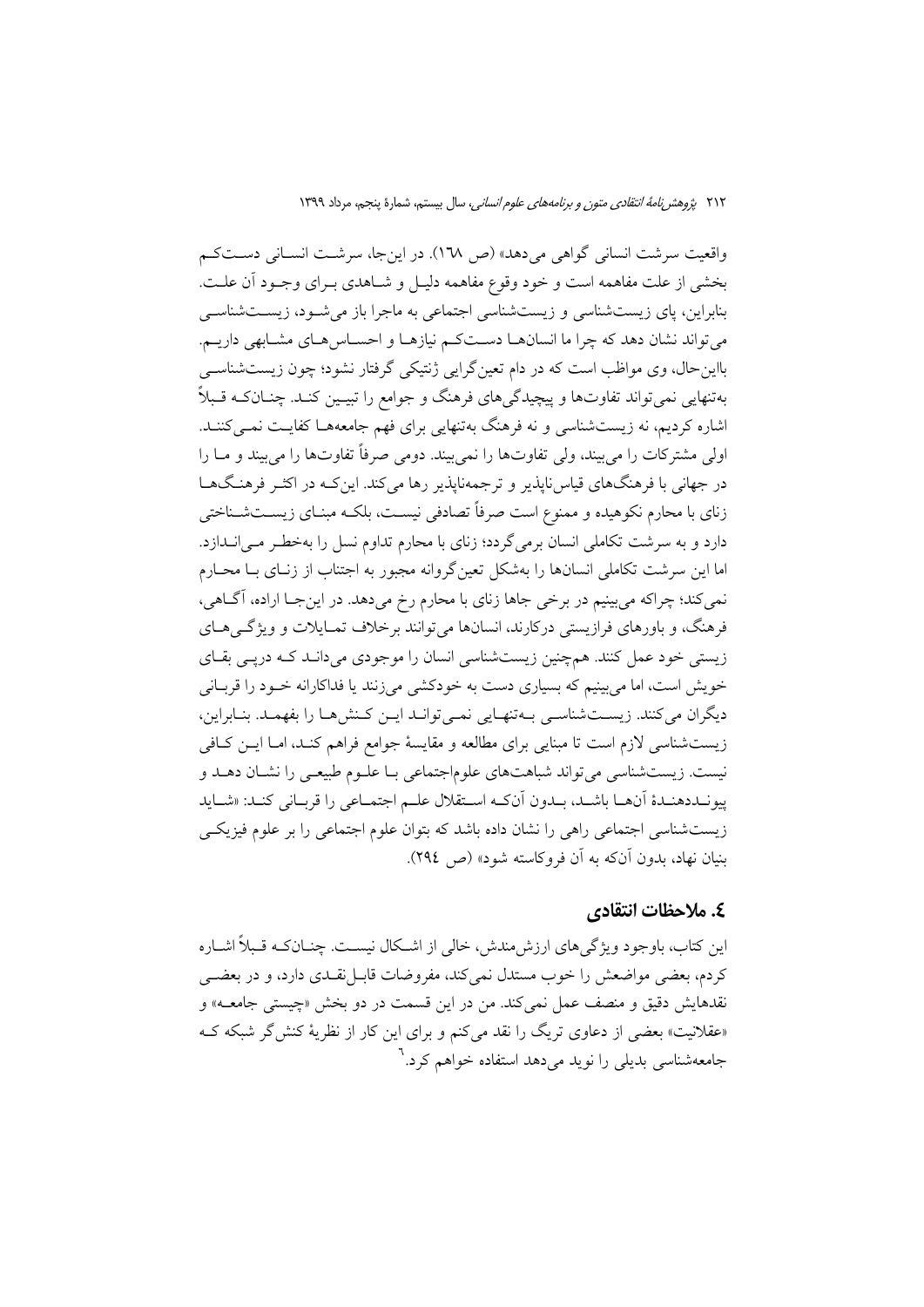واقعیت سرشت انسانی گواهی می‌دهد» (ص ١٦٨). در این‌جا، سرشت انسانی دست‌کم بخشی از علت مفاهمه است و خود وقوع مفاهمه دلیل و شاهدی برای وجود آن علت. بنابراین، پای زیست‌شناسی و زیست‌شناسی اجتماعی به ماجرا باز می‌شود، زیست‌شناسی می‌تواند نشان دهد که چرا ما انسان‌ها دست‌کم نیازها و احساس‌های مشابهی داریم. بااین‌حال، وی مواظب است که در دام تعین‌گرایی ژنتیکی گرفتار نشود؛ چون زیست‌شناسی به‌تنهایی نمی‌تواند تفاوت‌ها و پیچیدگی‌های فرهنگ و جوامع را تبیین کند. چنان‌که قبلاً اشاره کردیم، نه زیست‌شناسی و نه فرهنگ به‌تنهایی برای فهم جامعه‌ها کفایت نمی‌کنند. اولی مشترکات را می‌بیند، ولی تفاوت‌ها را نمی‌بیند. دومی صرفاً تفاوت‌ها را می‌بیند و ما را در جهانی با فرهنگ‌های قیاس‌ناپذیر و ترجمه‌ناپذیر رها می‌کند. این‌که در اکثر فرهنگ‌ها زنای با محارم نکوهیده و ممنوع است صرفاً تصادفی نیست، بلکه مبنای زیست‌شناختی دارد و به سرشت تکاملی انسان برمی‌گردد؛ زنای با محارم تداوم نسل را به‌خطر می‌اندازد. اما این سرشت تکاملی انسان‌ها را به‌شکل تعین‌گروانه مجبور به اجتناب از زنای با محارم نمی‌کند؛ چراکه می‌بینیم در برخی جاها زنای با محارم رخ می‌دهد. در این‌جا اراده، آگاهی، فرهنگ، و باورهای فرازیستی درکارند، انسان‌ها می‌توانند برخلاف تمایلات و ویژگی‌های زیستی خود عمل کنند. هم‌چنین زیست‌شناسی انسان را موجودی می‌دانند که درپی بقای خویش است، اما می‌بینیم که بسیاری دست به خودکشی می‌زنند یا فداکارانه خود را قربانی دیگران می‌کنند. زیست‌شناسی به‌تنهایی نمی‌تواند این کنش‌ها را بفهمد. بنابراین، زیست‌شناسی لازم است تا مبنایی برای مطالعه و مقایسهٔ جوامع فراهم کند، اما این کافی نیست. زیست‌شناسی می‌تواند شباهت‌های علوم‌اجتماعی با علوم طبیعی را نشان دهد و پیونددهندهٔ آن‌ها باشد، بدون آن‌که استقلال علم اجتماعی را قربانی کند: «شاید زیست‌شناسی اجتماعی راهی را نشان داده باشد که بتوان علوم اجتماعی را بر علوم فیزیکی بنیان نهاد، بدون آن‌که به آن فروکاسته شود» (ص ٢٩٤).

## ٤. ملاحظات انتقادی

این کتاب، باوجود ویژگی‌های ارزش‌مندش، خالی از اشکال نیست. چنان‌که قبلاً اشاره کردم، بعضی مواضعش را خوب مستدل نمی‌کند، مفروضات قابل‌نقدی دارد، و در بعضی نقدهایش دقیق و منصف عمل نمی‌کند. من در این قسمت در دو بخش «چیستی جامعه» و «عقلانیت» بعضی از دعاوی تریگ را نقد می‌کنم و برای این کار از نظریهٔ کنش‌گر شبکه که جامعه‌شناسی بدیلی را نوید می‌دهد استفاده خواهم کرد.[٦]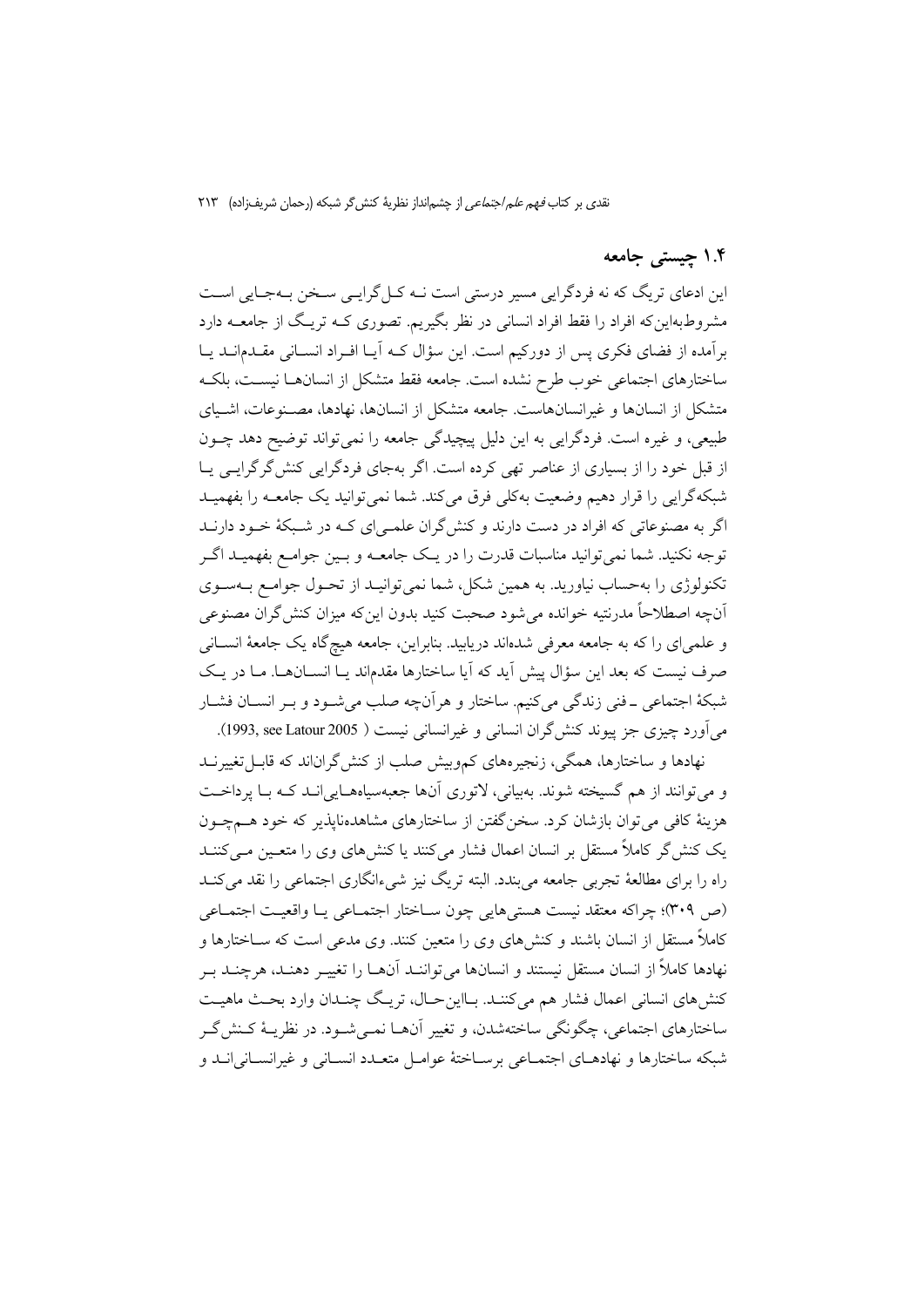## ۱.۴ چیستی جامعه

این ادعای تریگ که نه فردگرایی مسیر درستی است نــه کـل‌گرایـی سـخن بــه‌جـایی اسـت مشروط‌به‌این‌که افراد را فقط افراد انسانی در نظر بگیریم. تصوری کـه تریـگ از جامعـه دارد برآمده از فضای فکری پس از دورکیم است. این سؤال کـه آیـا افـراد انسـانی مقـدم‌انـد یـا ساختارهای اجتماعی خوب طرح نشده است. جامعه فقط متشکل از انسان‌هـا نیسـت، بلکـه متشکل از انسان‌ها و غیرانسان‌هاست. جامعه متشکل از انسان‌ها، نهادها، مصـنوعات، اشـیای طبیعی، و غیره است. فردگرایی به این دلیل پیچیدگی جامعه را نمی‌تواند توضیح دهد چـون از قبل خود را از بسیاری از عناصر تهی کرده است. اگر به‌جای فردگرایی کنش‌گرگرایـی یـا شبکه‌گرایی را قرار دهیم وضعیت به‌کلی فرق می‌کند. شما نمی‌توانید یک جامعـه را بفهمیـد اگر به مصنوعاتی که افراد در دست دارند و کنش‌گران علمـی‌ای کـه در شـبکهٔ خـود دارنـد توجه نکنید. شما نمی‌توانید مناسبات قدرت را در یـک جامعـه و بـین جوامـع بفهمیـد اگـر تکنولوژی را به‌حساب نیاورید. به همین شکل، شما نمی‌توانیـد از تحـول جوامـع بـه‌سـوی آن‌چه اصطلاحاً مدرنیته خوانده می‌شود صحبت کنید بدون این‌که میزان کنش‌گران مصنوعی و علمی‌ای را که به جامعه معرفی شده‌اند دریابید. بنابراین، جامعه هیچ‌گاه یک جامعهٔ انسـانی صرف نیست که بعد این سؤال پیش آید که آیا ساختارها مقدم‌اند یـا انسـان‌هـا. مـا در یـک شبکهٔ اجتماعی ـ فنی زندگی می‌کنیم. ساختار و هرآن‌چه صلب می‌شـود و بـر انسـان فشـار می‌آورد چیزی جز پیوند کنش‌گران انسانی و غیرانسانی نیست (1993, see Latour 2005).

نهادها و ساختارها، همگی، زنجیره‌های کم‌وبیش صلب از کنش‌گران‌اند که قابـل‌تغییرنـد و می‌توانند از هم گسیخته شوند. به‌بیانی، لاتوری آن‌ها جعبه‌سیاه‌هـایی‌انـد کـه بـا پرداخـت هزینهٔ کافی می‌توان بازشان کرد. سخن‌گفتن از ساختارهای مشاهده‌ناپذیر که خود هـم‌چـون یک کنش‌گر کاملاً مستقل بر انسان اعمال فشار می‌کنند یا کنش‌های وی را متعـین مـی‌کننـد راه را برای مطالعهٔ تجربی جامعه می‌بندد. البته تریگ نیز شیء‌انگاری اجتماعی را نقد می‌کنـد (ص ۳۰۹)؛ چراکه معتقد نیست هستی‌هایی چون سـاختار اجتمـاعی یـا واقعیـت اجتمـاعی کاملاً مستقل از انسان باشند و کنش‌های وی را متعین کنند. وی مدعی است که سـاختارها و نهادها کاملاً از انسان مستقل نیستند و انسان‌ها می‌تواننـد آن‌هـا را تغییـر دهنـد، هرچنـد بـر کنش‌های انسانی اعمال فشار هم می‌کننـد. بـااین‌حـال، تریـگ چنـدان وارد بحـث ماهیـت ساختارهای اجتماعی، چگونگی ساخته‌شدن، و تغییر آن‌هـا نمـی‌شـود. در نظریـهٔ کـنش‌گـر شبکه ساختارها و نهادهـای اجتمـاعی برسـاختهٔ عوامـل متعـدد انسـانی و غیرانسـانی‌انـد و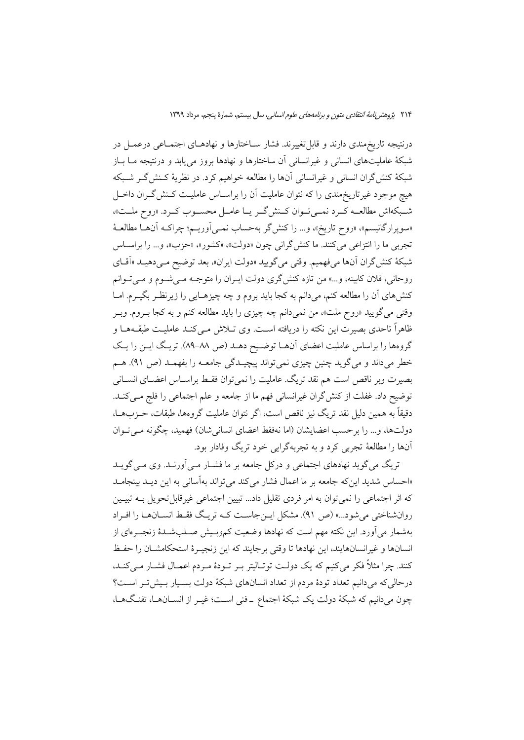درنتیجه تاریخ‌مندی دارند و قابل‌تغییرند. فشار ساختارها و نهادهای اجتماعی درعمل در شبکهٔ عاملیت‌های انسانی و غیرانسانی آن ساختارها و نهادها بروز می‌یابد و درنتیجه ما باز شبکهٔ کنش‌گران انسانی و غیرانسانی آن‌ها را مطالعه خواهیم کرد. در نظریهٔ کنش‌گر شبکه هیچ موجود غیرتاریخ‌مندی را که نتوان عاملیت آن را براساس عاملیت کنش‌گران داخل شبکه‌اش مطالعه کرد نمی‌توان کنش‌گر یا عامل محسوب کرد. «روح ملت»، «سوپرارگانیسم»، «روح تاریخ»، و... را کنش‌گر به‌حساب نمی‌آوریم؛ چراکه آن‌ها مطالعهٔ تجربی ما را انتزاعی می‌کنند. ما کنش‌گرانی چون «دولت»، «کشور»، «حزب»، و... را براساس شبکهٔ کنش‌گران آن‌ها می‌فهمیم. وقتی می‌گویید «دولت ایران»، بعد توضیح می‌دهید «آقای روحانی، فلان کابینه، و...» من تازه کنش‌گری دولت ایران را متوجه می‌شوم و می‌توانم کنش‌های آن را مطالعه کنم، می‌دانم به کجا باید بروم و چه چیزهایی را زیرنظر بگیرم. اما وقتی می‌گویید «روح ملت»، من نمی‌دانم چه چیزی را باید مطالعه کنم و به کجا بروم. وبر ظاهراً تاحدی بصیرت این نکته را دریافته است. وی تلاش می‌کند عاملیت طبقه‌ها و گروه‌ها را براساس عاملیت اعضای آن‌ها توضیح دهد (ص ۸۸–۸۹). تریگ این را یک خطر می‌داند و می‌گوید چنین چیزی نمی‌تواند پیچیدگی جامعه را بفهمد (ص ۹۱). هم بصیرت وبر ناقص است هم نقد تریگ. عاملیت را نمی‌توان فقط براساس اعضای انسانی توضیح داد. غفلت از کنش‌گران غیرانسانی فهم ما از جامعه و علم اجتماعی را فلج می‌کند. دقیقاً به همین دلیل نقد تریگ نیز ناقص است، اگر نتوان عاملیت گروه‌ها، طبقات، حزب‌ها، دولت‌ها، و... را برحسب اعضایشان (اما نه‌فقط اعضای انسانی‌شان) فهمید، چگونه می‌توان آن‌ها را مطالعهٔ تجربی کرد و به تجربه‌گرایی خود تریگ وفادار بود.

تریگ می‌گوید نهادهای اجتماعی و درکل جامعه بر ما فشار می‌آورند. وی می‌گوید «احساس شدید این‌که جامعه بر ما اعمال فشار می‌کند می‌تواند به‌آسانی به این دید بینجامد که اثر اجتماعی را نمی‌توان به امر فردی تقلیل داد... تبیین اجتماعی غیرقابل‌تحویل به تبیین روان‌شناختی می‌شود...» (ص ۹۱). مشکل این‌جاست که تریگ فقط انسان‌ها را افراد به‌شمار می‌آورد. این نکته مهم است که نهادها وضعیت کم‌وبیش صلب‌شدهٔ زنجیره‌ای از انسان‌ها و غیرانسان‌هایند، این نهادها تا وقتی برجایند که این زنجیرهٔ استحکامشان را حفظ کنند. چرا مثلاً فکر می‌کنیم که یک دولت توتالیتر بر تودهٔ مردم اعمال فشار می‌کند، درحالی‌که می‌دانیم تعداد تودهٔ مردم از تعداد انسان‌های شبکهٔ دولت بسیار بیش‌تر است؟ چون می‌دانیم که شبکهٔ دولت یک شبکهٔ اجتماع ـ فنی است؛ غیر از انسان‌ها، تفنگ‌ها،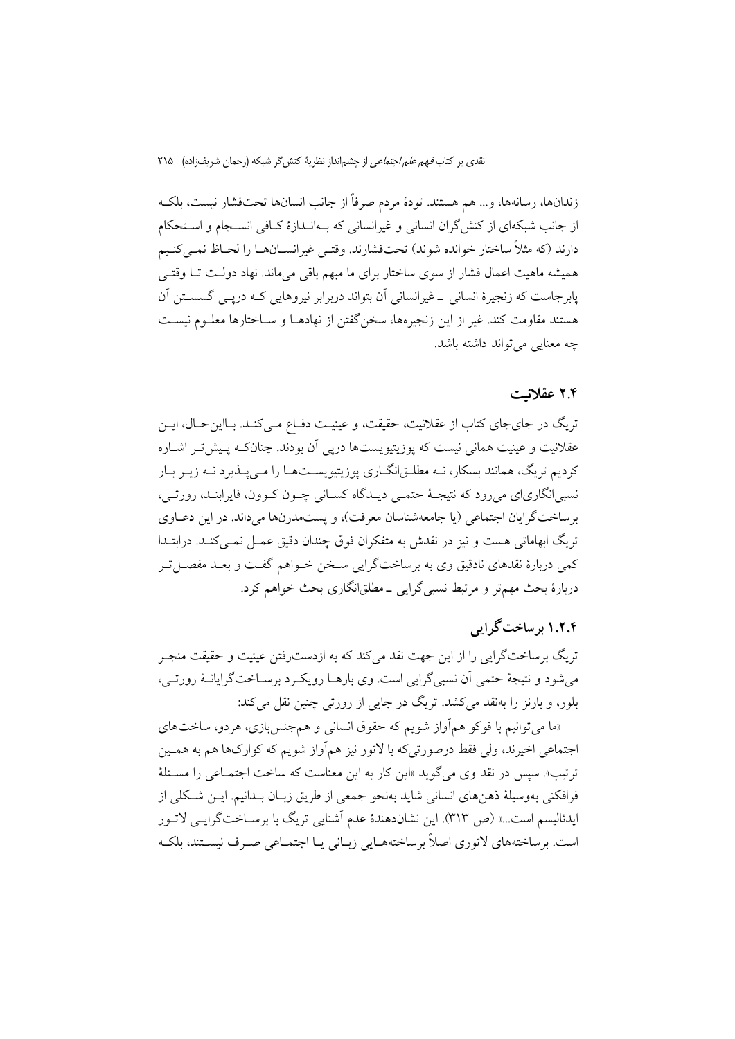زندان‌ها، رسانه‌ها، و... هم هستند. تودهٔ مردم صرفاً از جانب انسان‌ها تحت‌فشار نیست، بلکه از جانب شبکه‌ای از کنش‌گران انسانی و غیرانسانی که به‌اندازهٔ کافی انسجام و استحکام دارند (که مثلاً ساختار خوانده شوند) تحت‌فشارند. وقتی غیرانسان‌ها را لحاظ نمی‌کنیم همیشه ماهیت اعمال فشار از سوی ساختار برای ما مبهم باقی می‌ماند. نهاد دولت تا وقتی پابرجاست که زنجیرهٔ انسانی ـ غیرانسانی آن بتواند دربرابر نیروهایی که درپی گسستن آن هستند مقاومت کند. غیر از این زنجیره‌ها، سخن‌گفتن از نهادها و ساختارها معلوم نیست چه معنایی می‌تواند داشته باشد.

## ۲.۴ عقلانیت

تریگ در جای‌جای کتاب از عقلانیت، حقیقت، و عینیت دفاع می‌کند. بااین‌حال، این عقلانیت و عینیت همانی نیست که پوزیتیویست‌ها درپی آن بودند. چنان‌که پیش‌تر اشاره کردیم تریگ، همانند بسکار، نه مطلق‌انگاری پوزیتیویست‌ها را می‌پذیرد نه زیر بار نسبی‌انگاری‌ای می‌رود که نتیجهٔ حتمی دیدگاه کسانی چون کوون، فایرابند، رورتی، برساخت‌گرایان اجتماعی (یا جامعه‌شناسان معرفت)، و پست‌مدرن‌ها می‌داند. در این دعاوی تریگ ابهاماتی هست و نیز در نقدش به متفکران فوق چندان دقیق عمل نمی‌کند. درابتدا کمی دربارهٔ نقدهای نادقیق وی به برساخت‌گرایی سخن خواهم گفت و بعد مفصل‌تر دربارهٔ بحث مهم‌تر و مرتبط نسبی‌گرایی ـ مطلق‌انگاری بحث خواهم کرد.

### ۱.۲.۴ برساخت‌گرایی

تریگ برساخت‌گرایی را از این جهت نقد می‌کند که به ازدست‌رفتن عینیت و حقیقت منجر می‌شود و نتیجهٔ حتمی آن نسبی‌گرایی است. وی بارها رویکرد برساخت‌گرایانهٔ رورتی، بلور، و بارنز را به‌نقد می‌کشد. تریگ در جایی از رورتی چنین نقل می‌کند:

«ما می‌توانیم با فوکو هم‌آواز شویم که حقوق انسانی و هم‌جنس‌بازی، هردو، ساخت‌های اجتماعی اخیرند، ولی فقط درصورتی‌که با لاتور نیز هم‌آواز شویم که کوارک‌ها هم به همین ترتیب». سپس در نقد وی می‌گوید «این کار به این معناست که ساخت اجتماعی را مسئلهٔ فرافکنی به‌وسیلهٔ ذهن‌های انسانی شاید به‌نحو جمعی از طریق زبان بدانیم. این شکلی از ایدئالیسم است...» (ص ۳۱۳). این نشان‌دهندهٔ عدم آشنایی تریگ با برساخت‌گرایی لاتور است. برساخته‌های لاتوری اصلاً برساخته‌هایی زبانی یا اجتماعی صرف نیستند، بلکه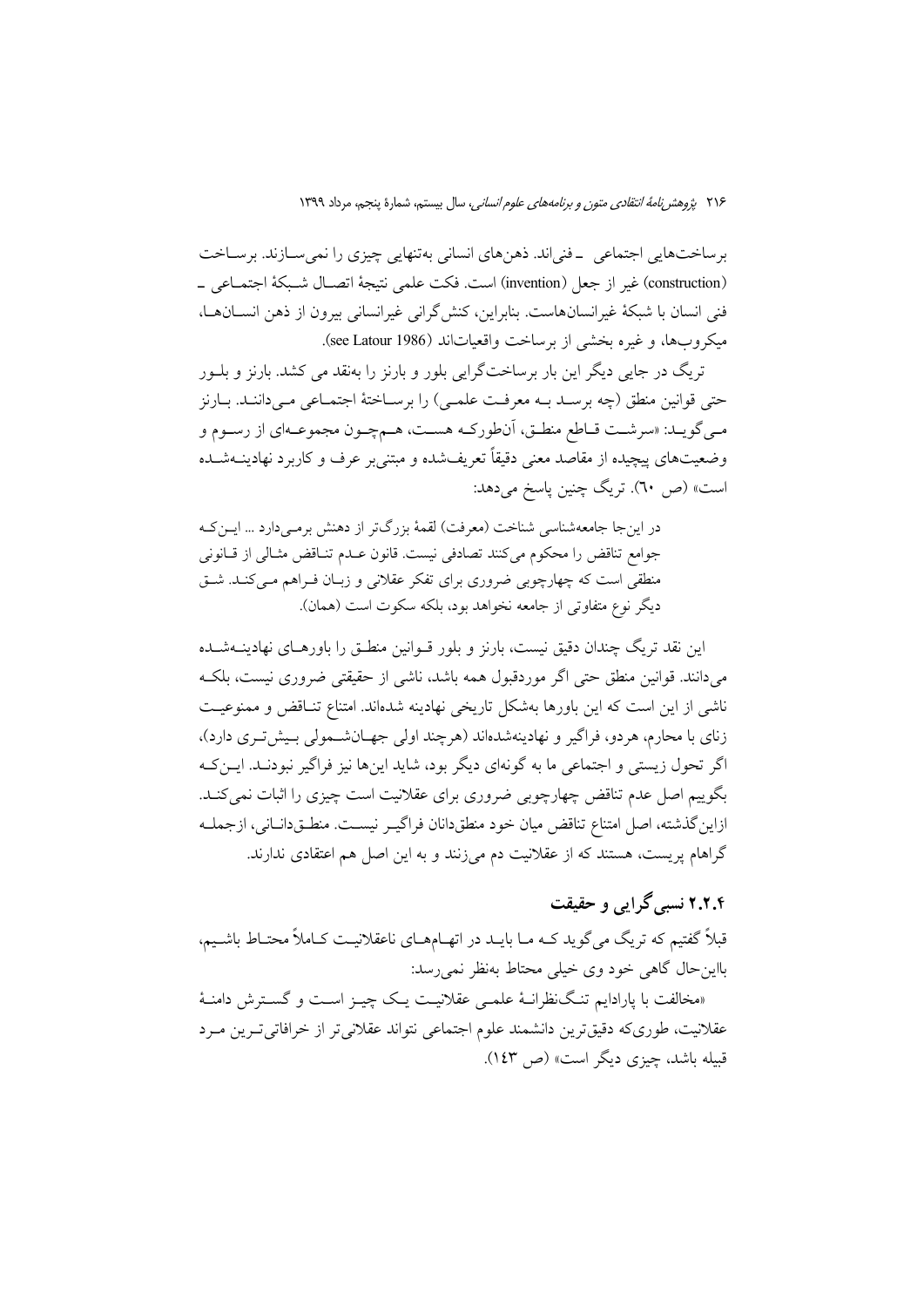برساخت‌هایی اجتماعی ـ فنی‌اند. ذهن‌های انسانی به‌تنهایی چیزی را نمی‌سازند. برساخت (construction) غیر از جعل (invention) است. فکت علمی نتیجهٔ اتصال شبکهٔ اجتماعی ـ فنی انسان با شبکهٔ غیرانسان‌هاست. بنابراین، کنش‌گرانی غیرانسانی بیرون از ذهن انسان‌ها، میکروب‌ها، و غیره بخشی از برساخت واقعیات‌اند (see Latour 1986).

تریگ در جایی دیگر این بار برساخت‌گرایی بلور و بارنز را به‌نقد می کشد. بارنز و بلور حتی قوانین منطق (چه برسد به معرفت علمی) را برساختهٔ اجتماعی می‌دانند. بارنز می‌گوید: «سرشت قاطع منطق، آن‌طورکه هست، هم‌چون مجموعه‌ای از رسوم و وضعیت‌های پیچیده از مقاصد معنی دقیقاً تعریف‌شده و مبتنی‌بر عرف و کاربرد نهادینه‌شده است» (ص ٦٠). تریگ چنین پاسخ می‌دهد:

> در این‌جا جامعه‌شناسی شناخت (معرفت) لقمهٔ بزرگ‌تر از دهنش برمی‌دارد ... این‌که جوامع تناقض را محکوم می‌کنند تصادفی نیست. قانون عدم تناقض مثالی از قانونی منطقی است که چهارچوبی ضروری برای تفکر عقلانی و زبان فراهم می‌کند. شق دیگر نوع متفاوتی از جامعه نخواهد بود، بلکه سکوت است (همان).

این نقد تریگ چندان دقیق نیست، بارنز و بلور قوانین منطق را باورهای نهادینه‌شده می‌دانند. قوانین منطق حتی اگر موردقبول همه باشد، ناشی از حقیقتی ضروری نیست، بلکه ناشی از این است که این باورها به‌شکل تاریخی نهادینه شده‌اند. امتناع تناقض و ممنوعیت زنای با محارم، هردو، فراگیر و نهادینه‌شده‌اند (هرچند اولی جهان‌شمولی بیش‌تری دارد)، اگر تحول زیستی و اجتماعی ما به گونه‌ای دیگر بود، شاید این‌ها نیز فراگیر نبودند. این‌که بگوییم اصل عدم تناقض چهارچوبی ضروری برای عقلانیت است چیزی را اثبات نمی‌کند. ازاین‌گذشته، اصل امتناع تناقض میان خود منطق‌دانان فراگیر نیست. منطق‌دانانی، ازجمله گراهام پریست، هستند که از عقلانیت دم می‌زنند و به این اصل هم اعتقادی ندارند.

### ۲.۲.۴ نسبی‌گرایی و حقیقت

قبلاً گفتیم که تریگ می‌گوید که ما باید در اتهام‌های ناعقلانیت کاملاً محتاط باشیم، بااین‌حال گاهی خود وی خیلی محتاط به‌نظر نمی‌رسد:

«مخالفت با پارادایم تنگ‌نظرانهٔ علمی عقلانیت یک چیز است و گسترش دامنهٔ عقلانیت، طوری‌که دقیق‌ترین دانشمند علوم اجتماعی نتواند عقلانی‌تر از خرافاتی‌ترین مرد قبیله باشد، چیزی دیگر است» (ص ١٤٣).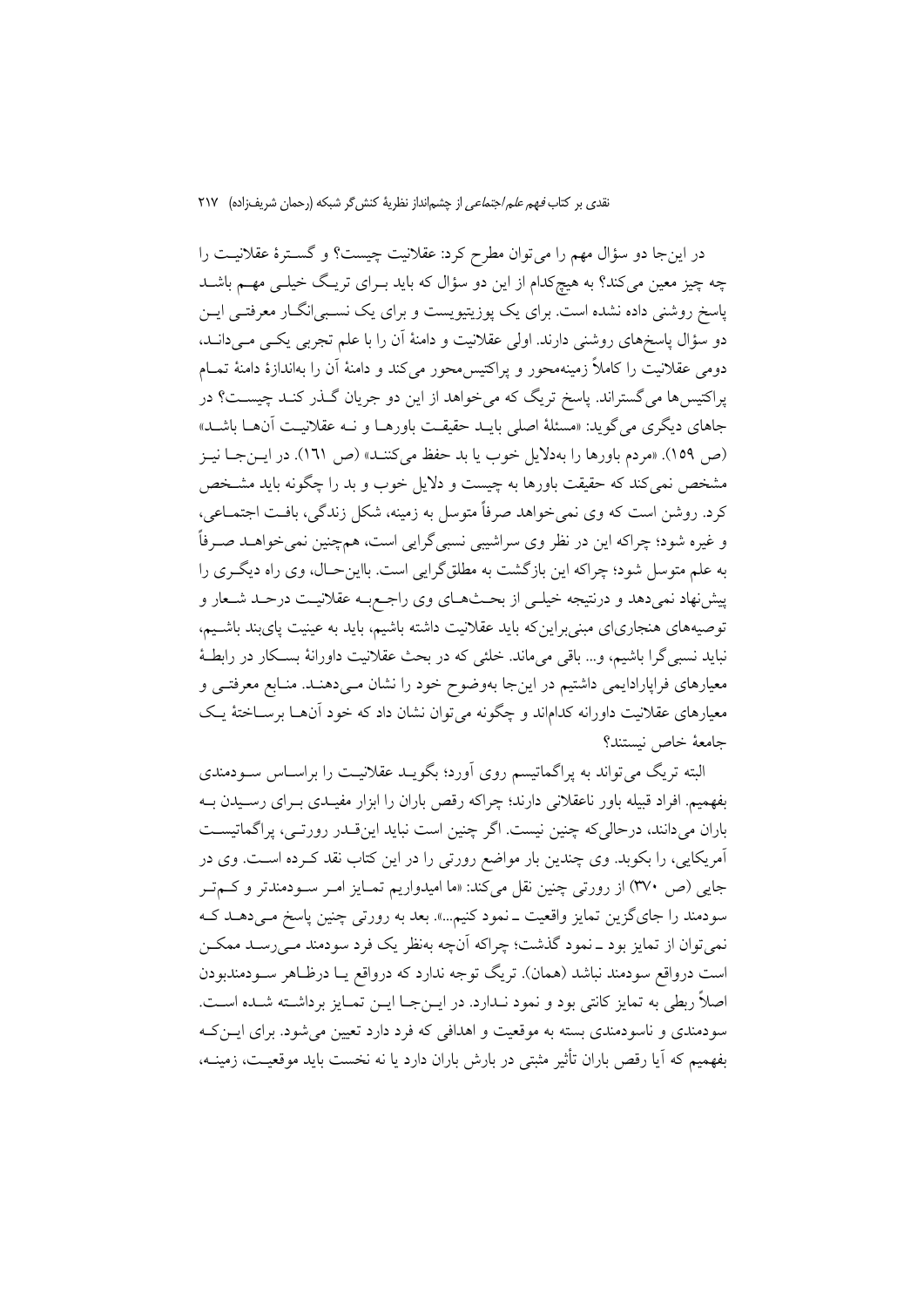در این‌جا دو سؤال مهم را می‌توان مطرح کرد: عقلانیت چیست؟ و گسترۀ عقلانیت را چه چیز معین می‌کند؟ به هیچ‌کدام از این دو سؤال که باید برای تریگ خیلی مهم باشد پاسخ روشنی داده نشده است. برای یک پوزیتیویست و برای یک نسبی‌انگار معرفتی این دو سؤال پاسخ‌های روشنی دارند. اولی عقلانیت و دامنۀ آن را با علم تجربی یکی می‌داند، دومی عقلانیت را کاملاً زمینه‌محور و پراکتیس‌محور می‌کند و دامنۀ آن را به‌اندازۀ دامنۀ تمام پراکتیس‌ها می‌گستراند. پاسخ تریگ که می‌خواهد از این دو جریان گذر کند چیست؟ در جاهای دیگری می‌گوید: «مسئلۀ اصلی باید حقیقت باورها و نه عقلانیت آن‌ها باشد» (ص ۱۵۹). «مردم باورها را به‌دلایل خوب یا بد حفظ می‌کنند» (ص ۱۶۱). در این‌جا نیز مشخص نمی‌کند که حقیقت باورها به چیست و دلایل خوب و بد را چگونه باید مشخص کرد. روشن است که وی نمی‌خواهد صرفاً متوسل به زمینه، شکل زندگی، بافت اجتماعی، و غیره شود؛ چراکه این در نظر وی سراشیبی نسبی‌گرایی است، هم‌چنین نمی‌خواهد صرفاً به علم متوسل شود؛ چراکه این بازگشت به مطلق‌گرایی است. بااین‌حال، وی راه دیگری را پیش‌نهاد نمی‌دهد و درنتیجه خیلی از بحث‌های وی راجع‌به عقلانیت درحد شعار و توصیه‌های هنجاری‌ای مبنی‌براین‌که باید عقلانیت داشته باشیم، باید به عینیت پای‌بند باشیم، نباید نسبی‌گرا باشیم، و... باقی می‌ماند. خلئی که در بحث عقلانیت داورانۀ بسکار در رابطۀ معیارهای فراپارادایمی داشتیم در این‌جا به‌وضوح خود را نشان می‌دهند. منابع معرفتی و معیارهای عقلانیت داورانه کدام‌اند و چگونه می‌توان نشان داد که خود آن‌ها برساختۀ یک جامعۀ خاص نیستند؟

البته تریگ می‌تواند به پراگماتیسم روی آورد؛ بگوید عقلانیت را براساس سودمندی بفهمیم. افراد قبیله باور ناعقلانی دارند؛ چراکه رقص باران را ابزار مفیدی برای رسیدن به باران می‌دانند، درحالی‌که چنین نیست. اگر چنین است نباید این‌قدر رورتی، پراگماتیست آمریکایی، را بکوبد. وی چندین بار مواضع رورتی را در این کتاب نقد کرده است. وی در جایی (ص ۳۷۰) از رورتی چنین نقل می‌کند: «ما امیدواریم تمایز امر سودمندتر و کم‌تر سودمند را جای‌گزین تمایز واقعیت ـ نمود کنیم...». بعد به رورتی چنین پاسخ می‌دهد که نمی‌توان از تمایز بود ـ نمود گذشت؛ چراکه آن‌چه به‌نظر یک فرد سودمند می‌رسد ممکن است درواقع سودمند نباشد (همان). تریگ توجه ندارد که درواقع یا درظاهر سودمندبودن اصلاً ربطی به تمایز کانتی بود و نمود ندارد. در این‌جا این تمایز برداشته شده است. سودمندی و ناسودمندی بسته به موقعیت و اهدافی که فرد دارد تعیین می‌شود. برای این‌که بفهمیم که آیا رقص باران تأثیر مثبتی در بارش باران دارد یا نه نخست باید موقعیت، زمینه،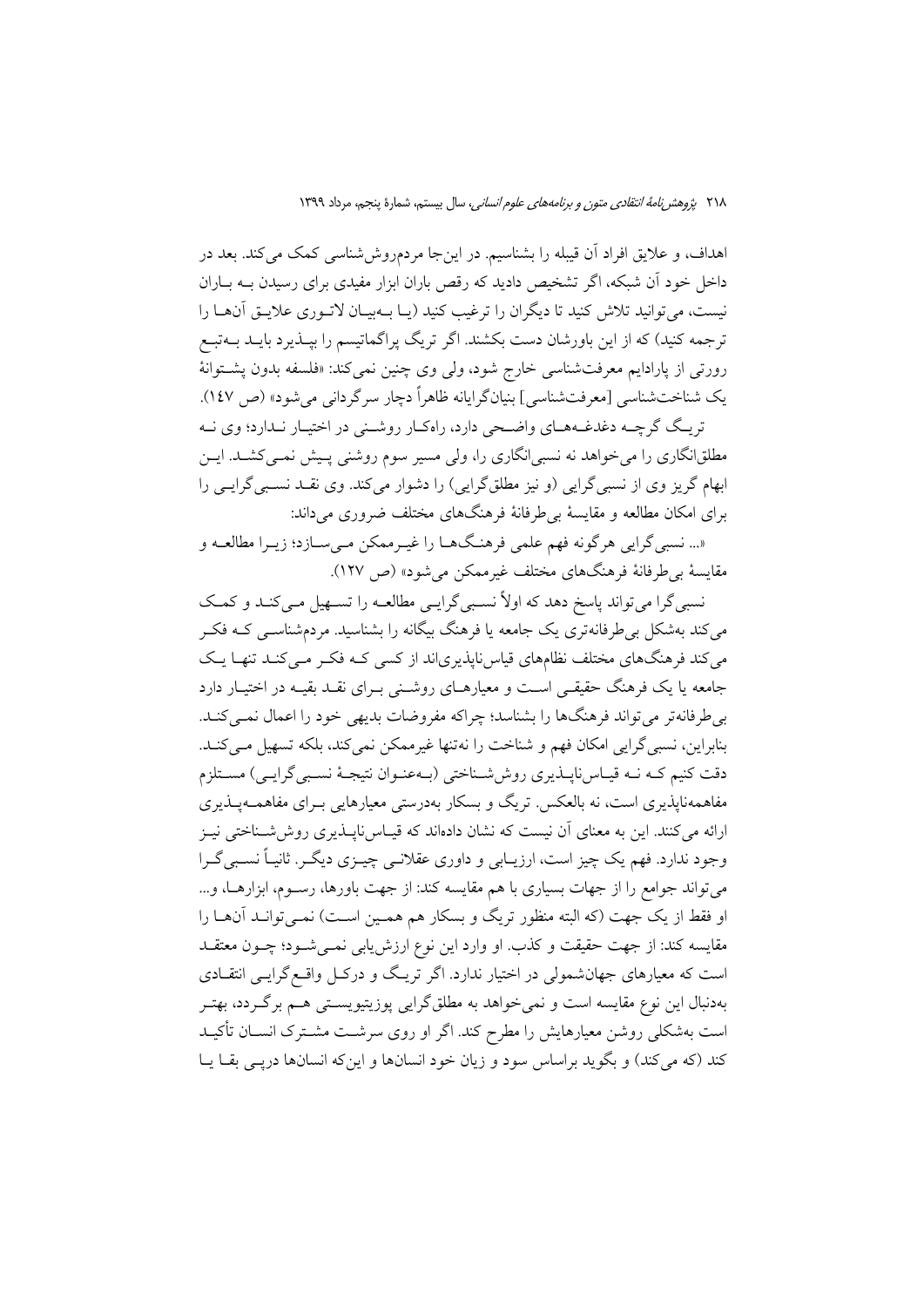اهداف، و علایق افراد آن قبیله را بشناسیم. در این‌جا مردم‌روش‌شناسی کمک می‌کند. بعد در داخل خود آن شبکه، اگر تشخیص دادید که رقص باران ابزار مفیدی برای رسیدن بـه بـاران نیست، می‌توانید تلاش کنید تا دیگران را ترغیب کنید (یـا بـه‌بیـان لاتـوری علایـق آن‌هـا را ترجمه کنید) که از این باورشان دست بکشند. اگر تریگ پراگماتیسم را بپـذیرد بایـد بـه‌تبـع رورتی از پارادایم معرفت‌شناسی خارج شود، ولی وی چنین نمی‌کند: «فلسفه بدون پشـتوانهٔ یک شناخت‌شناسی [معرفت‌شناسی] بنیان‌گرایانه ظاهراً دچار سرگردانی می‌شود» (ص ۱۴۷).

تریـگ گرچـه دغدغـه‌هـای واضـحی دارد، راه‌کـار روشـنی در اختیـار نـدارد؛ وی نـه مطلق‌انگاری را می‌خواهد نه نسبی‌انگاری را، ولی مسیر سوم روشنی پـیش نمـی‌کشـد. ایـن ابهام گریز وی از نسبی‌گرایی (و نیز مطلق‌گرایی) را دشوار می‌کند. وی نقـد نسـبی‌گرایـی را برای امکان مطالعه و مقایسهٔ بی‌طرفانهٔ فرهنگ‌های مختلف ضروری می‌داند:

«... نسبی‌گرایی هرگونه فهم علمی فرهنـگ‌هـا را غیـرممکن مـی‌سـازد؛ زیـرا مطالعـه و مقایسهٔ بی‌طرفانهٔ فرهنگ‌های مختلف غیرممکن می‌شود» (ص ۱۲۷).

نسبی‌گرا می‌تواند پاسخ دهد که اولاً نسـبی‌گرایـی مطالعـه را تسـهیل مـی‌کنـد و کمـک می‌کند به‌شکل بی‌طرفانه‌تری یک جامعه یا فرهنگ بیگانه را بشناسید. مردم‌شناسـی کـه فکـر می‌کند فرهنگ‌های مختلف نظام‌های قیاس‌ناپذیری‌اند از کسی کـه فکـر مـی‌کنـد تنهـا یـک جامعه یا یک فرهنگ حقیقـی اسـت و معیارهـای روشـنی بـرای نقـد بقیـه در اختیـار دارد بی‌طرفانه‌تر می‌تواند فرهنگ‌ها را بشناسد؛ چراکه مفروضات بدیهی خود را اعمال نمـی‌کنـد. بنابراین، نسبی‌گرایی امکان فهم و شناخت را نه‌تنها غیرممکن نمی‌کند، بلکه تسهیل مـی‌کنـد. دقت کنیم کـه نـه قیـاس‌ناپـذیری روش‌شـناختی (بـه‌عنـوان نتیجـهٔ نسـبی‌گرایـی) مسـتلزم مفاهمه‌ناپذیری است، نه بالعکس. تریگ و بسکار به‌درستی معیارهایی بـرای مفاهمـه‌پـذیری ارائه می‌کنند. این به معنای آن نیست که نشان داده‌اند که قیاس‌ناپـذیری روش‌شـناختی نیـز وجود ندارد. فهم یک چیز است، ارزیـابی و داوری عقلانـی چیـزی دیگـر. ثانیـاً نسـبی‌گـرا می‌تواند جوامع را از جهات بسیاری با هم مقایسه کند: از جهت باورها، رسـوم، ابزارهـا، و... او فقط از یک جهت (که البته منظور تریگ و بسکار هم همـین اسـت) نمـی‌توانـد آن‌هـا را مقایسه کند: از جهت حقیقت و کذب. او وارد این نوع ارزش‌یابی نمـی‌شـود؛ چـون معتقـد است که معیارهای جهان‌شمولی در اختیار ندارد. اگر تریـگ و درکـل واقـع‌گرایـی انتقـادی به‌دنبال این نوع مقایسه است و نمی‌خواهد به مطلق‌گرایی پوزیتیویسـتی هـم برگـردد، بهتـر است به‌شکلی روشن معیارهایش را مطرح کند. اگر او روی سرشـت مشـترک انسـان تأکیـد کند (که می‌کند) و بگوید براساس سود و زیان خود انسان‌ها و این‌که انسان‌ها درپـی بقـا یـا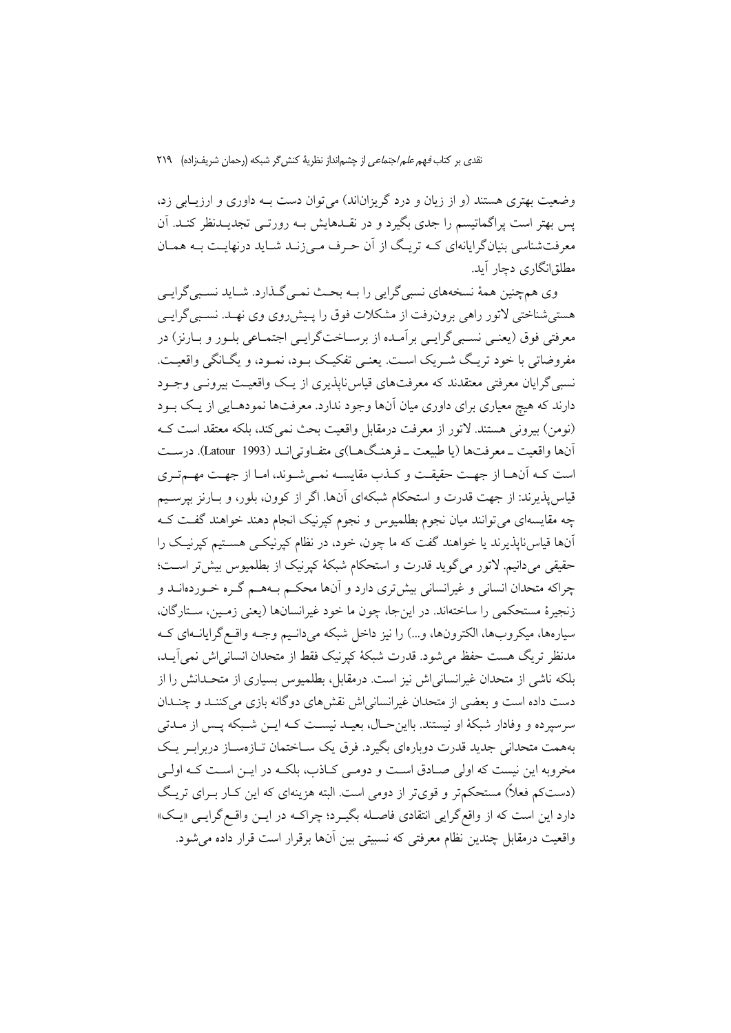وضعیت بهتری هستند (و از زیان و درد گریزان‌اند) می‌توان دست بـه داوری و ارزیـابی زد، پس بهتر است پراگماتیسم را جدی بگیرد و در نقـدهایش بـه رورتـی تجدیـدنظر کنـد. آن معرفت‌شناسی بنیان‌گرایانه‌ای کـه تریـگ از آن حـرف مـی‌زنـد شـاید درنهایـت بـه همـان مطلق‌انگاری دچار آید.

وی هم‌چنین همهٔ نسخه‌های نسبی‌گرایی را بـه بحـث نمـی‌گـذارد. شـاید نسـبی‌گرایـی هستی‌شناختی لاتور راهی برون‌رفت از مشکلات فوق را پـیش‌روی وی نهـد. نسـبی‌گرایـی معرفتی فوق (یعنـی نسـبی‌گرایـی برآمـده از برسـاخت‌گرایـی اجتمـاعی بلـور و بـارنز) در مفروضاتی با خود تریـگ شـریک اسـت. یعنـی تفکیـک بـود، نمـود، و یگـانگی واقعیـت. نسبی‌گرایان معرفتی معتقدند که معرفت‌های قیاس‌ناپذیری از یـک واقعیـت بیرونـی وجـود دارند که هیچ معیاری برای داوری میان آن‌ها وجود ندارد. معرفت‌ها نمودهـایی از یـک بـود (نومن) بیرونی هستند. لاتور از معرفت درمقابل واقعیت بحث نمی‌کند، بلکه معتقد است کـه آن‌ها واقعیت ــ معرفت‌ها (یا طبیعت ــ فرهنـگ‌هـا)ی متفـاوتی‌انـد (Latour 1993). درسـت است کـه آن‌هـا از جهـت حقیقـت و کـذب مقایسـه نمـی‌شـوند، امـا از جهـت مهـم‌تـری قیاس‌پذیرند: از جهت قدرت و استحکام شبکه‌ای آن‌ها. اگر از کوون، بلور، و بـارنز بپرسـیم چه مقایسه‌ای می‌توانند میان نجوم بطلمیوس و نجوم کپرنیک انجام دهند خواهند گفـت کـه آن‌ها قیاس‌ناپذیرند یا خواهند گفت که ما چون، خود، در نظام کپرنیکـی هسـتیم کپرنیـک را حقیقی می‌دانیم. لاتور می‌گوید قدرت و استحکام شبکهٔ کپرنیک از بطلمیوس بیش‌تر اسـت؛ چراکه متحدان انسانی و غیرانسانی بیش‌تری دارد و آن‌ها محکـم بـه‌هـم گـره خـورده‌انـد و زنجیرهٔ مستحکمی را ساخته‌اند. در این‌جا، چون ما خود غیرانسان‌ها (یعنی زمـین، سـتارگان، سیاره‌ها، میکروب‌ها، الکترون‌ها، و...) را نیز داخل شبکه می‌دانـیم وجـه واقـع‌گرایانـه‌ای کـه مدنظر تریگ هست حفظ می‌شود. قدرت شبکهٔ کپرنیک فقط از متحدان انسانی‌اش نمی‌آیـد، بلکه ناشی از متحدان غیرانسانی‌اش نیز است. درمقابل، بطلمیوس بسیاری از متحـدانش را از دست داده است و بعضی از متحدان غیرانسانی‌اش نقش‌های دوگانه بازی می‌کننـد و چنـدان سرسپرده و وفادار شبکهٔ او نیستند. بااین‌حـال، بعیـد نیسـت کـه ایـن شـبکه پـس از مـدتی به‌همت متحدانی جدید قدرت دوباره‌ای بگیرد. فرق یک سـاختمان تـازه‌سـاز دربرابـر یـک مخروبه این نیست که اولی صـادق اسـت و دومـی کـاذب، بلکـه در ایـن اسـت کـه اولـی (دست‌کم فعلاً) مستحکم‌تر و قوی‌تر از دومی است. البته هزینه‌ای که این کـار بـرای تریـگ دارد این است که از واقع‌گرایی انتقادی فاصلـه بگیـرد؛ چراکـه در ایـن واقـع‌گرایـی «یـک» واقعیت درمقابل چندین نظام معرفتی که نسبیتی بین آن‌ها برقرار است قرار داده می‌شود.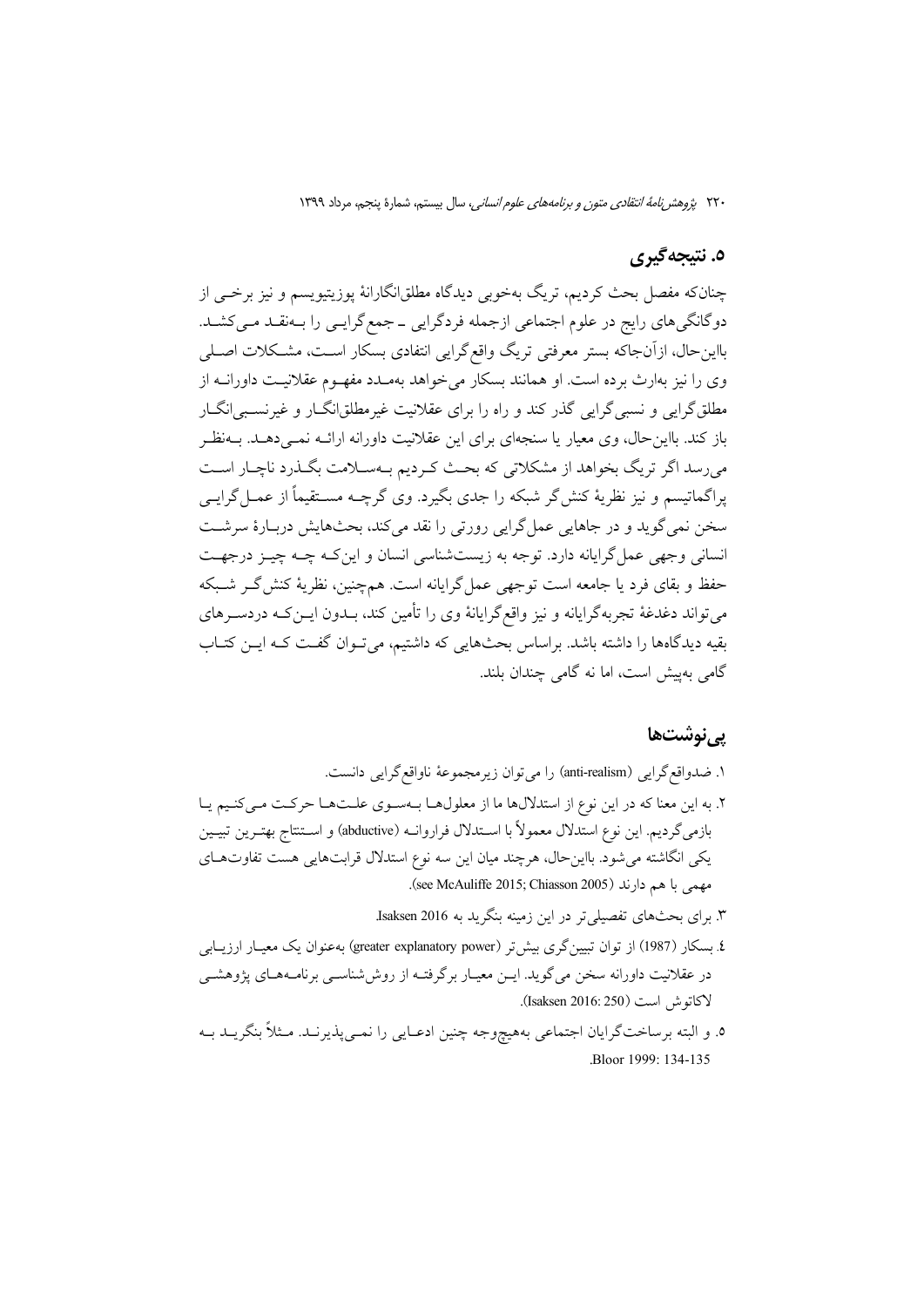## ۵. نتیجه‌گیری

چنان‌که مفصل بحث کردیم، تریگ به‌خوبی دیدگاه مطلق‌انگارانهٔ پوزیتیویسم و نیز برخی از دوگانگی‌های رایج در علوم اجتماعی ازجمله فردگرایی ـ جمع‌گرایی را به‌نقد می‌کشد. بااین‌حال، ازآن‌جاکه بستر معرفتی تریگ واقع‌گرایی انتقادی بسکار است، مشکلات اصلی وی را نیز به‌ارث برده است. او همانند بسکار می‌خواهد به‌مدد مفهوم عقلانیت داورانه از مطلق‌گرایی و نسبی‌گرایی گذر کند و راه را برای عقلانیت غیرمطلق‌انگار و غیرنسبی‌انگار باز کند. بااین‌حال، وی معیار یا سنجه‌ای برای این عقلانیت داورانه ارائه نمی‌دهد. به‌نظر می‌رسد اگر تریگ بخواهد از مشکلاتی که بحث کردیم به‌سلامت بگذرد ناچار است پراگماتیسم و نیز نظریهٔ کنش‌گر شبکه را جدی بگیرد. وی گرچه مستقیماً از عمل‌گرایی سخن نمی‌گوید و در جاهایی عمل‌گرایی رورتی را نقد می‌کند، بحث‌هایش دربارهٔ سرشت انسانی وجهی عمل‌گرایانه دارد. توجه به زیست‌شناسی انسان و این‌که چه چیز درجهت حفظ و بقای فرد یا جامعه است توجهی عمل‌گرایانه است. هم‌چنین، نظریهٔ کنش‌گر شبکه می‌تواند دغدغهٔ تجربه‌گرایانه و نیز واقع‌گرایانهٔ وی را تأمین کند، بدون این‌که دردسرهای بقیه دیدگاه‌ها را داشته باشد. براساس بحث‌هایی که داشتیم، می‌توان گفت که این کتاب گامی به‌پیش است، اما نه گامی چندان بلند.

## پی‌نوشت‌ها

۱. ضدواقع‌گرایی (anti-realism) را می‌توان زیرمجموعهٔ ناواقع‌گرایی دانست.

۲. به این معنا که در این نوع از استدلال‌ها ما از معلول‌ها به‌سوی علت‌ها حرکت می‌کنیم یا بازمی‌گردیم. این نوع استدلال معمولاً با استدلال فراروانه (abductive) و استنتاج بهترین تبیین یکی انگاشته می‌شود. بااین‌حال، هرچند میان این سه نوع استدلال قرابت‌هایی هست تفاوت‌های مهمی با هم دارند (see McAuliffe 2015; Chiasson 2005).

۳. برای بحث‌های تفصیلی‌تر در این زمینه بنگرید به Isaksen 2016.

۴. بسکار (1987) از توان تبیین‌گری بیش‌تر (greater explanatory power) به‌عنوان یک معیار ارزیابی در عقلانیت داورانه سخن می‌گوید. این معیار برگرفته از روش‌شناسی برنامه‌های پژوهشی لاکاتوش است (Isaksen 2016: 250).

۵. و البته برساخت‌گرایان اجتماعی به‌هیچ‌وجه چنین ادعایی را نمی‌پذیرند. مثلاً بنگرید به Bloor 1999: 134-135.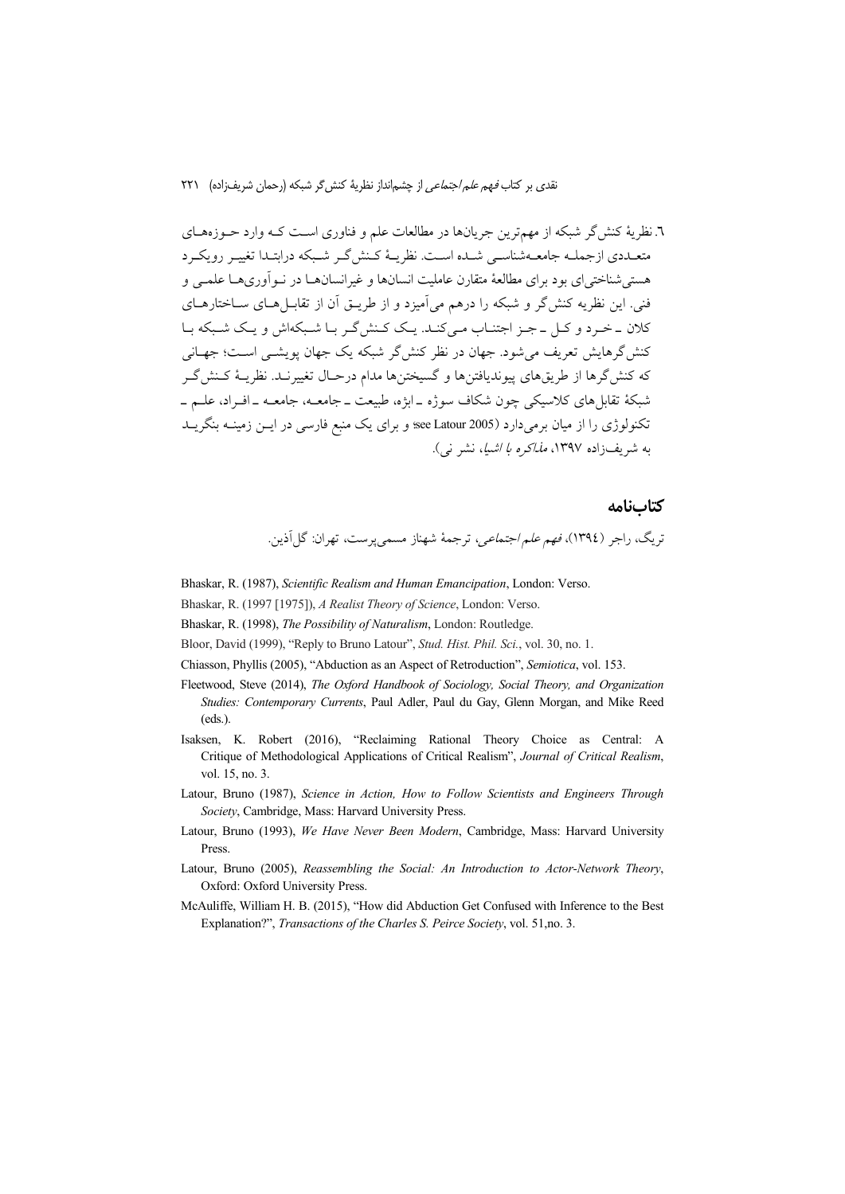۶. نظریهٔ کنش‌گر شبکه از مهم‌ترین جریان‌ها در مطالعات علم و فناوری است که وارد حوزه‌های متعددی ازجمله جامعه‌شناسی شده است. نظریهٔ کنش‌گر شبکه درابتدا تغییر رویکرد هستی‌شناختی‌ای بود برای مطالعهٔ متقارن عاملیت انسان‌ها و غیرانسان‌ها در نوآوری‌ها علمی و فنی. این نظریه کنش‌گر و شبکه را درهم می‌آمیزد و از طریق آن از تقابل‌های ساختارهای کلان ـ خرد و کل ـ جز اجتناب می‌کند. یک کنش‌گر با شبکه‌اش و یک شبکه با کنش‌گرهایش تعریف می‌شود. جهان در نظر کنش‌گر شبکه یک جهان پویشی است؛ جهانی که کنش‌گرها از طریق‌های پیوندیافتن‌ها و گسیختن‌ها مدام درحال تغییرند. نظریهٔ کنش‌گر شبکهٔ تقابل‌های کلاسیکی چون شکاف سوژه ـ ابژه، طبیعت ـ جامعه، جامعه ـ افراد، علم ـ تکنولوژی را از میان برمی‌دارد (see Latour 2005؛ و برای یک منبع فارسی در این زمینه بنگرید به شریف‌زاده ۱۳۹۷، *مذاکره با اشیا*، نشر نی).

## کتاب‌نامه

تریگ، راجر (۱۳۹۴)، *فهم علم اجتماعی*، ترجمهٔ شهناز مسمی‌پرست، تهران: گل‌آذین.

Bhaskar, R. (1987), *Scientific Realism and Human Emancipation*, London: Verso.

Bhaskar, R. (1997 [1975]), *A Realist Theory of Science*, London: Verso.

Bhaskar, R. (1998), *The Possibility of Naturalism*, London: Routledge.

Bloor, David (1999), "Reply to Bruno Latour", *Stud. Hist. Phil. Sci.*, vol. 30, no. 1.

Chiasson, Phyllis (2005), "Abduction as an Aspect of Retroduction", *Semiotica*, vol. 153.

Fleetwood, Steve (2014), *The Oxford Handbook of Sociology, Social Theory, and Organization Studies: Contemporary Currents*, Paul Adler, Paul du Gay, Glenn Morgan, and Mike Reed (eds.).

Isaksen, K. Robert (2016), "Reclaiming Rational Theory Choice as Central: A Critique of Methodological Applications of Critical Realism", *Journal of Critical Realism*, vol. 15, no. 3.

Latour, Bruno (1987), *Science in Action, How to Follow Scientists and Engineers Through Society*, Cambridge, Mass: Harvard University Press.

Latour, Bruno (1993), *We Have Never Been Modern*, Cambridge, Mass: Harvard University Press.

Latour, Bruno (2005), *Reassembling the Social: An Introduction to Actor-Network Theory*, Oxford: Oxford University Press.

McAuliffe, William H. B. (2015), "How did Abduction Get Confused with Inference to the Best Explanation?", *Transactions of the Charles S. Peirce Society*, vol. 51,no. 3.